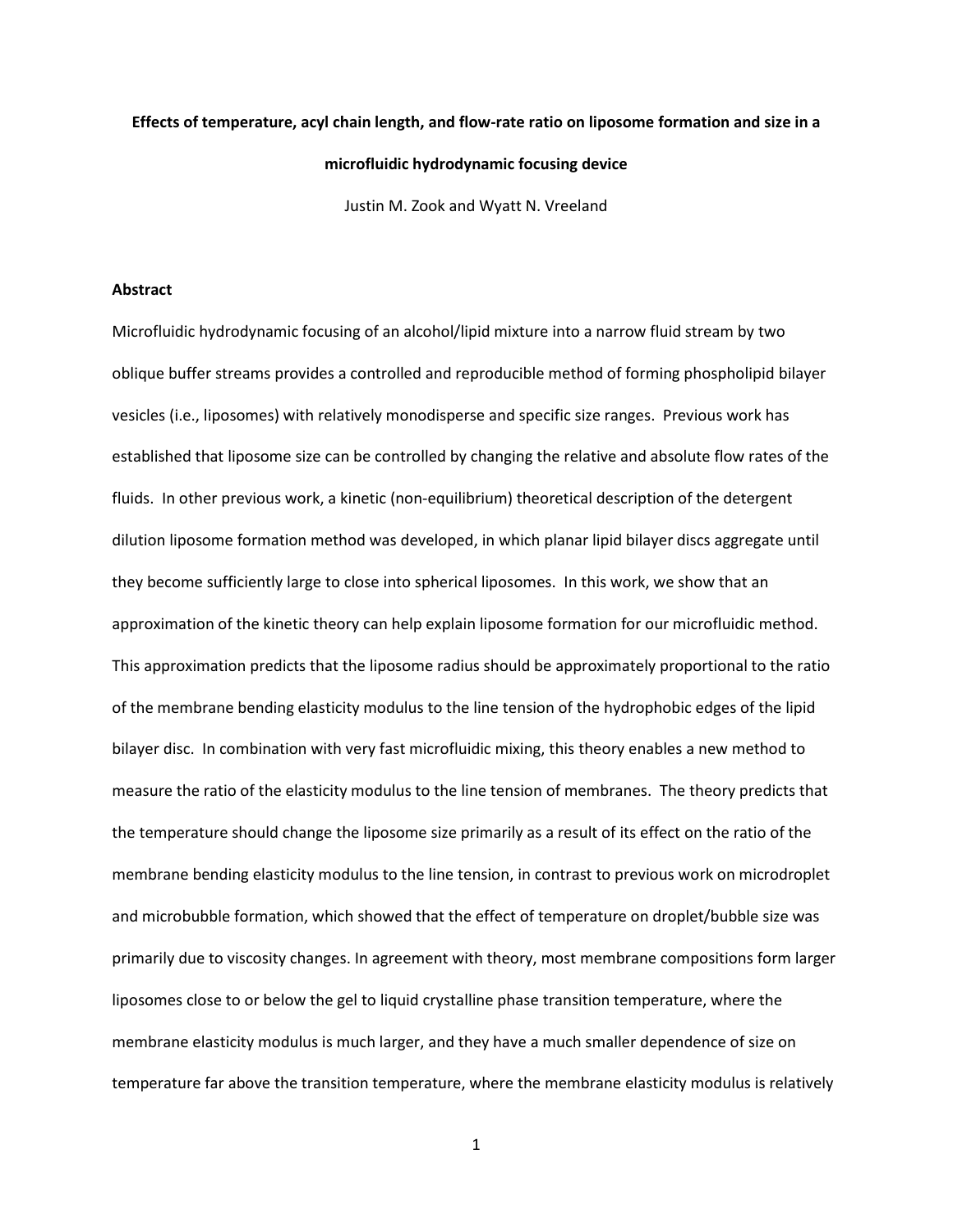# Effects of temperature, acyl chain length, and flow-rate ratio on liposome formation and size in a microfluidic hydrodynamic focusing device

Justin M. Zook and Wyatt N. Vreeland

## Abstract

Microfluidic hydrodynamic focusing of an alcohol/lipid mixture into a narrow fluid stream by two oblique buffer streams provides a controlled and reproducible method of forming phospholipid bilayer vesicles (i.e., liposomes) with relatively monodisperse and specific size ranges. Previous work has established that liposome size can be controlled by changing the relative and absolute flow rates of the fluids. In other previous work, a kinetic (non-equilibrium) theoretical description of the detergent dilution liposome formation method was developed, in which planar lipid bilayer discs aggregate until they become sufficiently large to close into spherical liposomes. In this work, we show that an approximation of the kinetic theory can help explain liposome formation for our microfluidic method. This approximation predicts that the liposome radius should be approximately proportional to the ratio of the membrane bending elasticity modulus to the line tension of the hydrophobic edges of the lipid bilayer disc. In combination with very fast microfluidic mixing, this theory enables a new method to measure the ratio of the elasticity modulus to the line tension of membranes. The theory predicts that the temperature should change the liposome size primarily as a result of its effect on the ratio of the membrane bending elasticity modulus to the line tension, in contrast to previous work on microdroplet and microbubble formation, which showed that the effect of temperature on droplet/bubble size was primarily due to viscosity changes. In agreement with theory, most membrane compositions form larger liposomes close to or below the gel to liquid crystalline phase transition temperature, where the membrane elasticity modulus is much larger, and they have a much smaller dependence of size on temperature far above the transition temperature, where the membrane elasticity modulus is relatively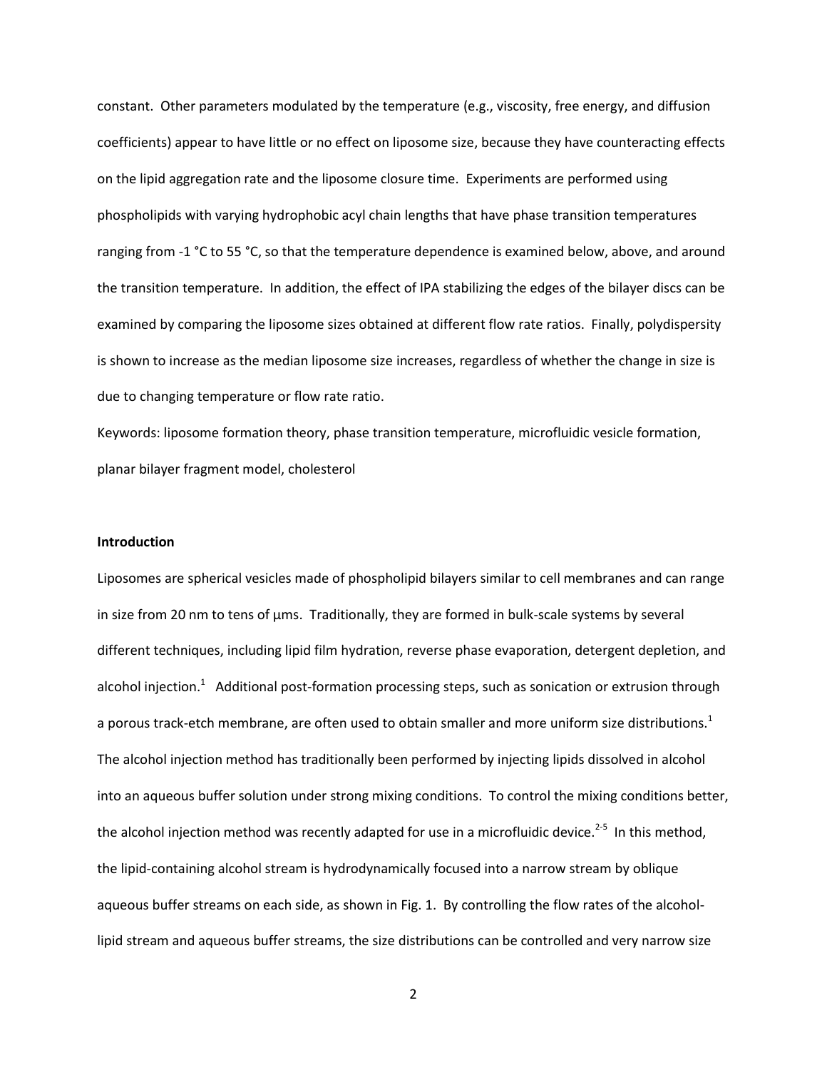constant. Other parameters modulated by the temperature (e.g., viscosity, free energy, and diffusion coefficients) appear to have little or no effect on liposome size, because they have counteracting effects on the lipid aggregation rate and the liposome closure time. Experiments are performed using phospholipids with varying hydrophobic acyl chain lengths that have phase transition temperatures ranging from -1 °C to 55 °C, so that the temperature dependence is examined below, above, and around the transition temperature. In addition, the effect of IPA stabilizing the edges of the bilayer discs can be examined by comparing the liposome sizes obtained at different flow rate ratios. Finally, polydispersity is shown to increase as the median liposome size increases, regardless of whether the change in size is due to changing temperature or flow rate ratio.

Keywords: liposome formation theory, phase transition temperature, microfluidic vesicle formation, planar bilayer fragment model, cholesterol

## Introduction

Liposomes are spherical vesicles made of phospholipid bilayers similar to cell membranes and can range in size from 20 nm to tens of µms. Traditionally, they are formed in bulk-scale systems by several different techniques, including lipid film hydration, reverse phase evaporation, detergent depletion, and alcohol injection.[1] Additional post-formation processing steps, such as sonication or extrusion through a porous track-etch membrane, are often used to obtain smaller and more uniform size distributions.[1] The alcohol injection method has traditionally been performed by injecting lipids dissolved in alcohol into an aqueous buffer solution under strong mixing conditions. To control the mixing conditions better, the alcohol injection method was recently adapted for use in a microfluidic device.[2-5] In this method, the lipid-containing alcohol stream is hydrodynamically focused into a narrow stream by oblique aqueous buffer streams on each side, as shown in Fig. 1. By controlling the flow rates of the alcohol-lipid stream and aqueous buffer streams, the size distributions can be controlled and very narrow size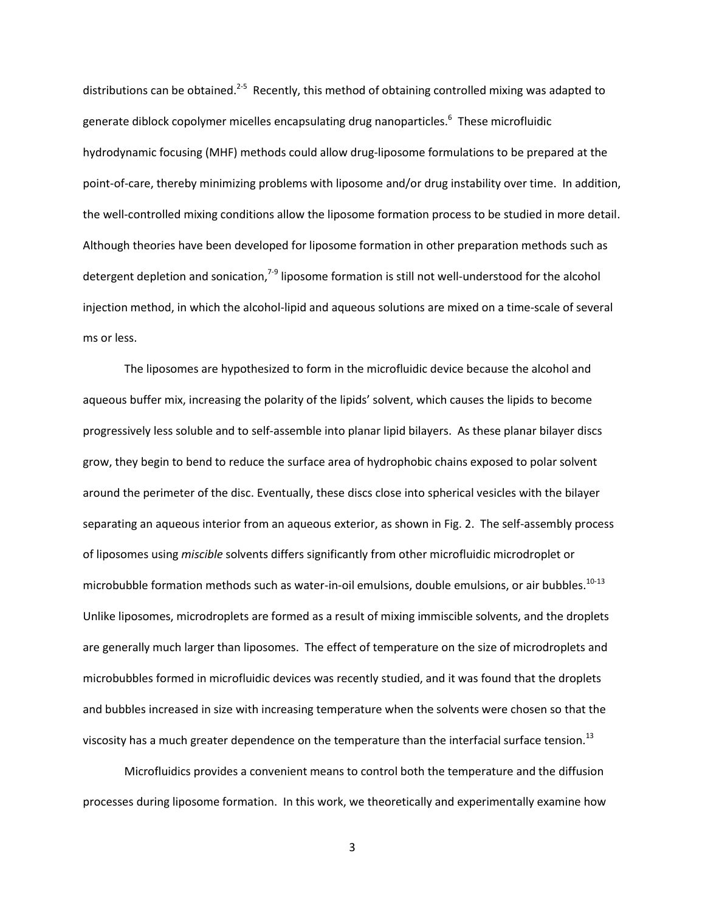distributions can be obtained.[2-5] Recently, this method of obtaining controlled mixing was adapted to generate diblock copolymer micelles encapsulating drug nanoparticles.[6] These microfluidic hydrodynamic focusing (MHF) methods could allow drug-liposome formulations to be prepared at the point-of-care, thereby minimizing problems with liposome and/or drug instability over time. In addition, the well-controlled mixing conditions allow the liposome formation process to be studied in more detail. Although theories have been developed for liposome formation in other preparation methods such as detergent depletion and sonication,[7-9] liposome formation is still not well-understood for the alcohol injection method, in which the alcohol-lipid and aqueous solutions are mixed on a time-scale of several ms or less.

The liposomes are hypothesized to form in the microfluidic device because the alcohol and aqueous buffer mix, increasing the polarity of the lipids' solvent, which causes the lipids to become progressively less soluble and to self-assemble into planar lipid bilayers. As these planar bilayer discs grow, they begin to bend to reduce the surface area of hydrophobic chains exposed to polar solvent around the perimeter of the disc. Eventually, these discs close into spherical vesicles with the bilayer separating an aqueous interior from an aqueous exterior, as shown in Fig. 2. The self-assembly process of liposomes using *miscible* solvents differs significantly from other microfluidic microdroplet or microbubble formation methods such as water-in-oil emulsions, double emulsions, or air bubbles.[10-13] Unlike liposomes, microdroplets are formed as a result of mixing immiscible solvents, and the droplets are generally much larger than liposomes. The effect of temperature on the size of microdroplets and microbubbles formed in microfluidic devices was recently studied, and it was found that the droplets and bubbles increased in size with increasing temperature when the solvents were chosen so that the viscosity has a much greater dependence on the temperature than the interfacial surface tension.[13]

Microfluidics provides a convenient means to control both the temperature and the diffusion processes during liposome formation. In this work, we theoretically and experimentally examine how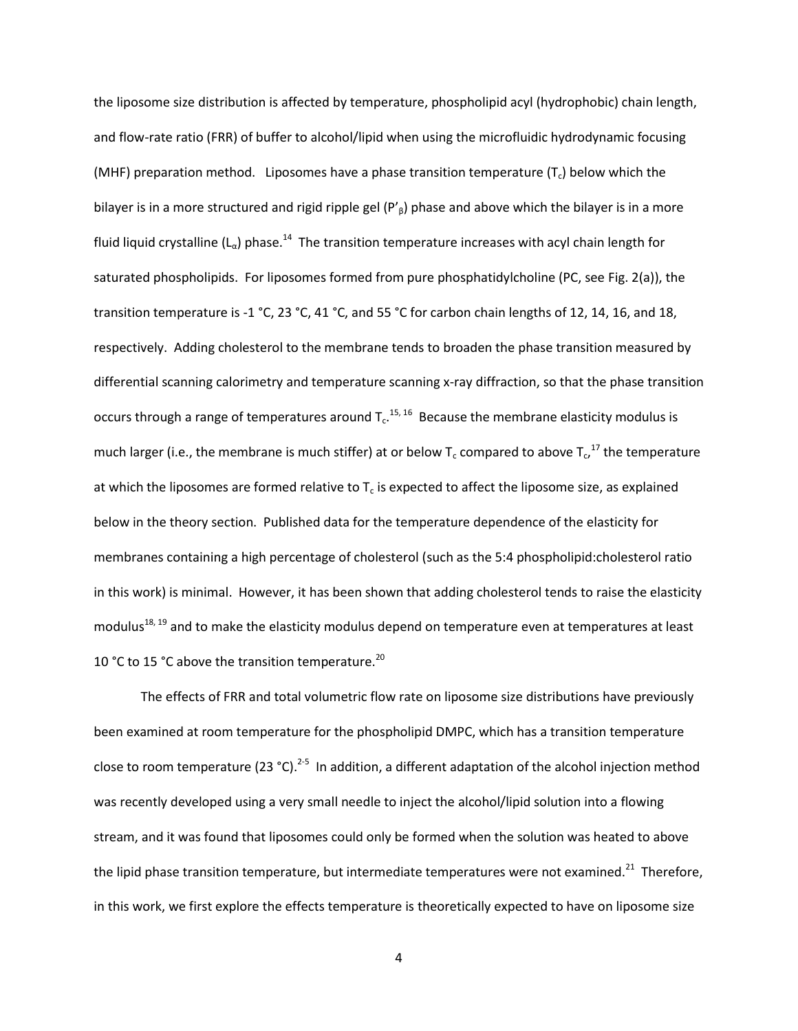the liposome size distribution is affected by temperature, phospholipid acyl (hydrophobic) chain length, and flow-rate ratio (FRR) of buffer to alcohol/lipid when using the microfluidic hydrodynamic focusing (MHF) preparation method. Liposomes have a phase transition temperature ($T_c$) below which the bilayer is in a more structured and rigid ripple gel ($P'_\beta$) phase and above which the bilayer is in a more fluid liquid crystalline ($L_\alpha$) phase.[14] The transition temperature increases with acyl chain length for saturated phospholipids. For liposomes formed from pure phosphatidylcholine (PC, see Fig. 2(a)), the transition temperature is -1 °C, 23 °C, 41 °C, and 55 °C for carbon chain lengths of 12, 14, 16, and 18, respectively. Adding cholesterol to the membrane tends to broaden the phase transition measured by differential scanning calorimetry and temperature scanning x-ray diffraction, so that the phase transition occurs through a range of temperatures around $T_c$.[15, 16] Because the membrane elasticity modulus is much larger (i.e., the membrane is much stiffer) at or below $T_c$ compared to above $T_c$,[17] the temperature at which the liposomes are formed relative to $T_c$ is expected to affect the liposome size, as explained below in the theory section. Published data for the temperature dependence of the elasticity for membranes containing a high percentage of cholesterol (such as the 5:4 phospholipid:cholesterol ratio in this work) is minimal. However, it has been shown that adding cholesterol tends to raise the elasticity modulus[18, 19] and to make the elasticity modulus depend on temperature even at temperatures at least 10 °C to 15 °C above the transition temperature.[20]

The effects of FRR and total volumetric flow rate on liposome size distributions have previously been examined at room temperature for the phospholipid DMPC, which has a transition temperature close to room temperature (23 °C).[2-5] In addition, a different adaptation of the alcohol injection method was recently developed using a very small needle to inject the alcohol/lipid solution into a flowing stream, and it was found that liposomes could only be formed when the solution was heated to above the lipid phase transition temperature, but intermediate temperatures were not examined.[21] Therefore, in this work, we first explore the effects temperature is theoretically expected to have on liposome size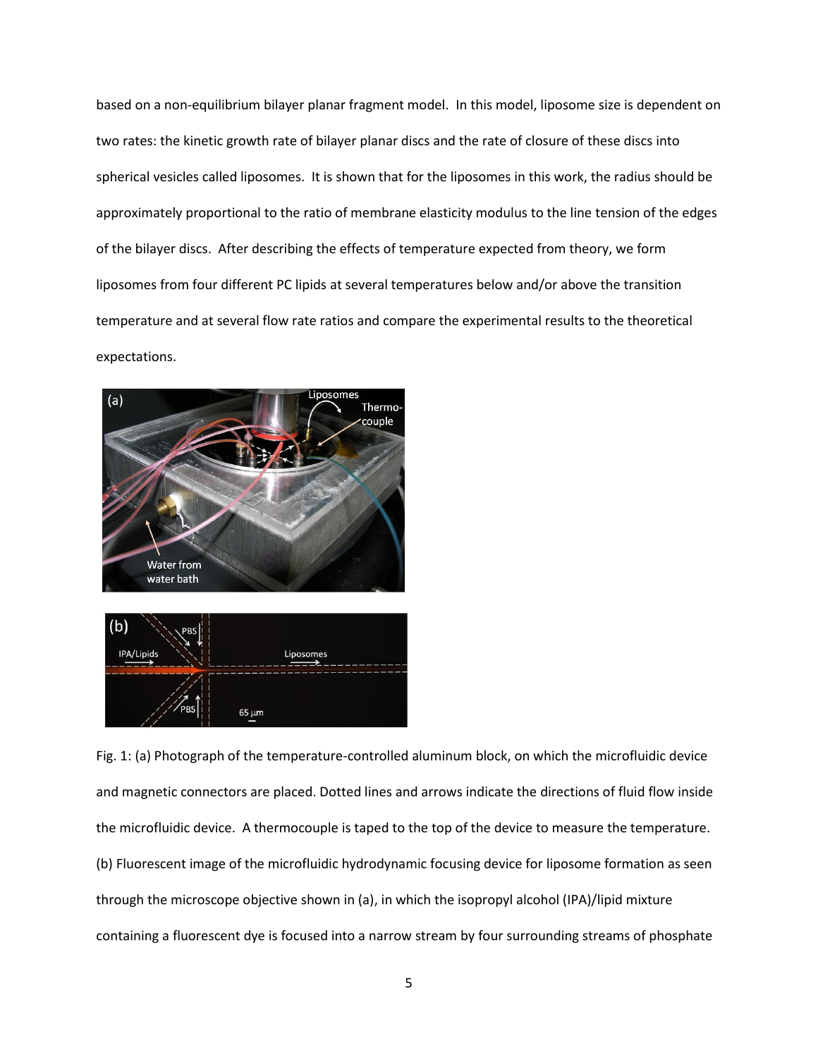based on a non-equilibrium bilayer planar fragment model. In this model, liposome size is dependent on two rates: the kinetic growth rate of bilayer planar discs and the rate of closure of these discs into spherical vesicles called liposomes. It is shown that for the liposomes in this work, the radius should be approximately proportional to the ratio of membrane elasticity modulus to the line tension of the edges of the bilayer discs. After describing the effects of temperature expected from theory, we form liposomes from four different PC lipids at several temperatures below and/or above the transition temperature and at several flow rate ratios and compare the experimental results to the theoretical expectations.

Fig. 1: (a) Photograph of the temperature-controlled aluminum block, on which the microfluidic device and magnetic connectors are placed. Dotted lines and arrows indicate the directions of fluid flow inside the microfluidic device. A thermocouple is taped to the top of the device to measure the temperature. (b) Fluorescent image of the microfluidic hydrodynamic focusing device for liposome formation as seen through the microscope objective shown in (a), in which the isopropyl alcohol (IPA)/lipid mixture containing a fluorescent dye is focused into a narrow stream by four surrounding streams of phosphate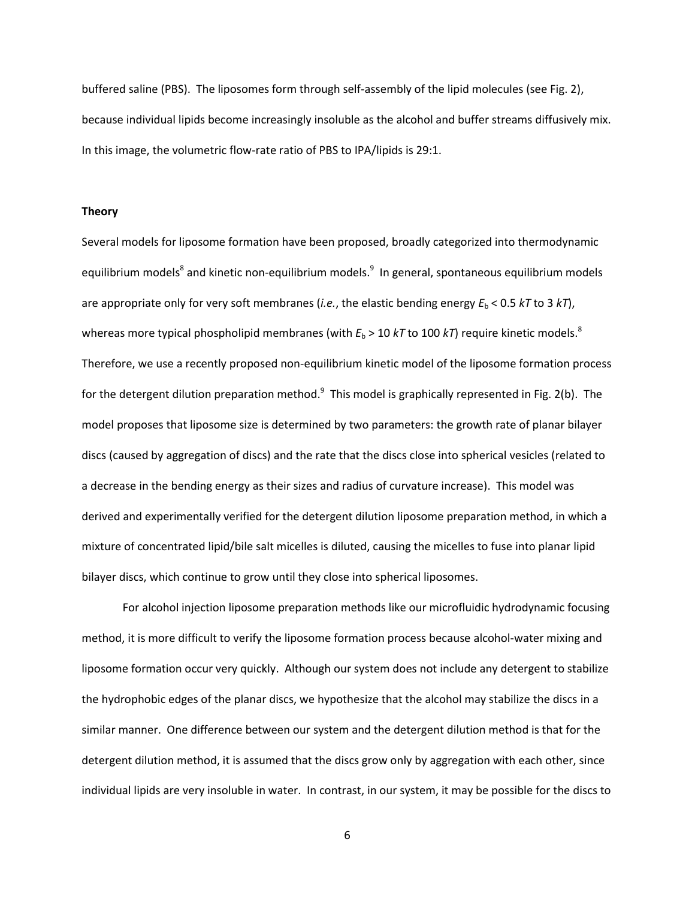buffered saline (PBS). The liposomes form through self-assembly of the lipid molecules (see Fig. 2), because individual lipids become increasingly insoluble as the alcohol and buffer streams diffusively mix. In this image, the volumetric flow-rate ratio of PBS to IPA/lipids is 29:1.

**Theory**

Several models for liposome formation have been proposed, broadly categorized into thermodynamic equilibrium models[8] and kinetic non-equilibrium models.[9] In general, spontaneous equilibrium models are appropriate only for very soft membranes (*i.e.*, the elastic bending energy $E_b < 0.5\ kT$ to $3\ kT$), whereas more typical phospholipid membranes (with $E_b > 10\ kT$ to $100\ kT$) require kinetic models.[8] Therefore, we use a recently proposed non-equilibrium kinetic model of the liposome formation process for the detergent dilution preparation method.[9] This model is graphically represented in Fig. 2(b). The model proposes that liposome size is determined by two parameters: the growth rate of planar bilayer discs (caused by aggregation of discs) and the rate that the discs close into spherical vesicles (related to a decrease in the bending energy as their sizes and radius of curvature increase). This model was derived and experimentally verified for the detergent dilution liposome preparation method, in which a mixture of concentrated lipid/bile salt micelles is diluted, causing the micelles to fuse into planar lipid bilayer discs, which continue to grow until they close into spherical liposomes.

For alcohol injection liposome preparation methods like our microfluidic hydrodynamic focusing method, it is more difficult to verify the liposome formation process because alcohol-water mixing and liposome formation occur very quickly. Although our system does not include any detergent to stabilize the hydrophobic edges of the planar discs, we hypothesize that the alcohol may stabilize the discs in a similar manner. One difference between our system and the detergent dilution method is that for the detergent dilution method, it is assumed that the discs grow only by aggregation with each other, since individual lipids are very insoluble in water. In contrast, in our system, it may be possible for the discs to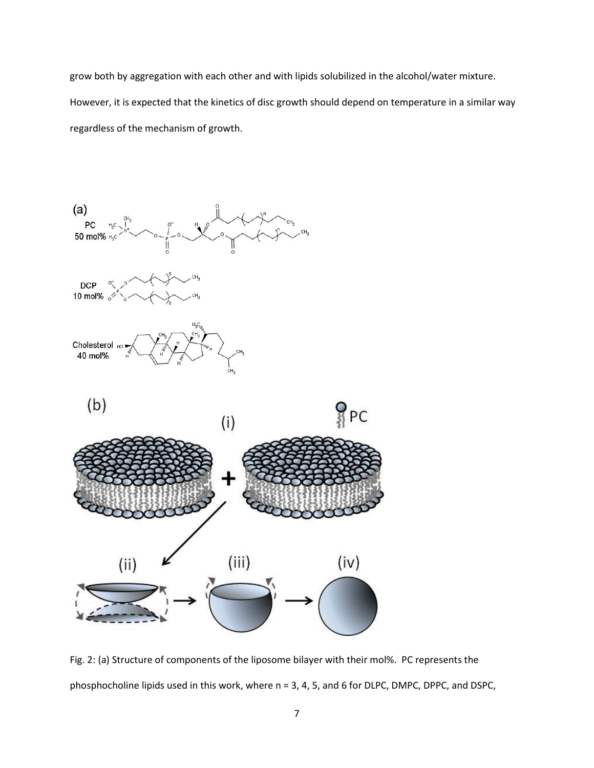grow both by aggregation with each other and with lipids solubilized in the alcohol/water mixture. However, it is expected that the kinetics of disc growth should depend on temperature in a similar way regardless of the mechanism of growth.

Fig. 2: (a) Structure of components of the liposome bilayer with their mol%. PC represents the phosphocholine lipids used in this work, where n = 3, 4, 5, and 6 for DLPC, DMPC, DPPC, and DSPC,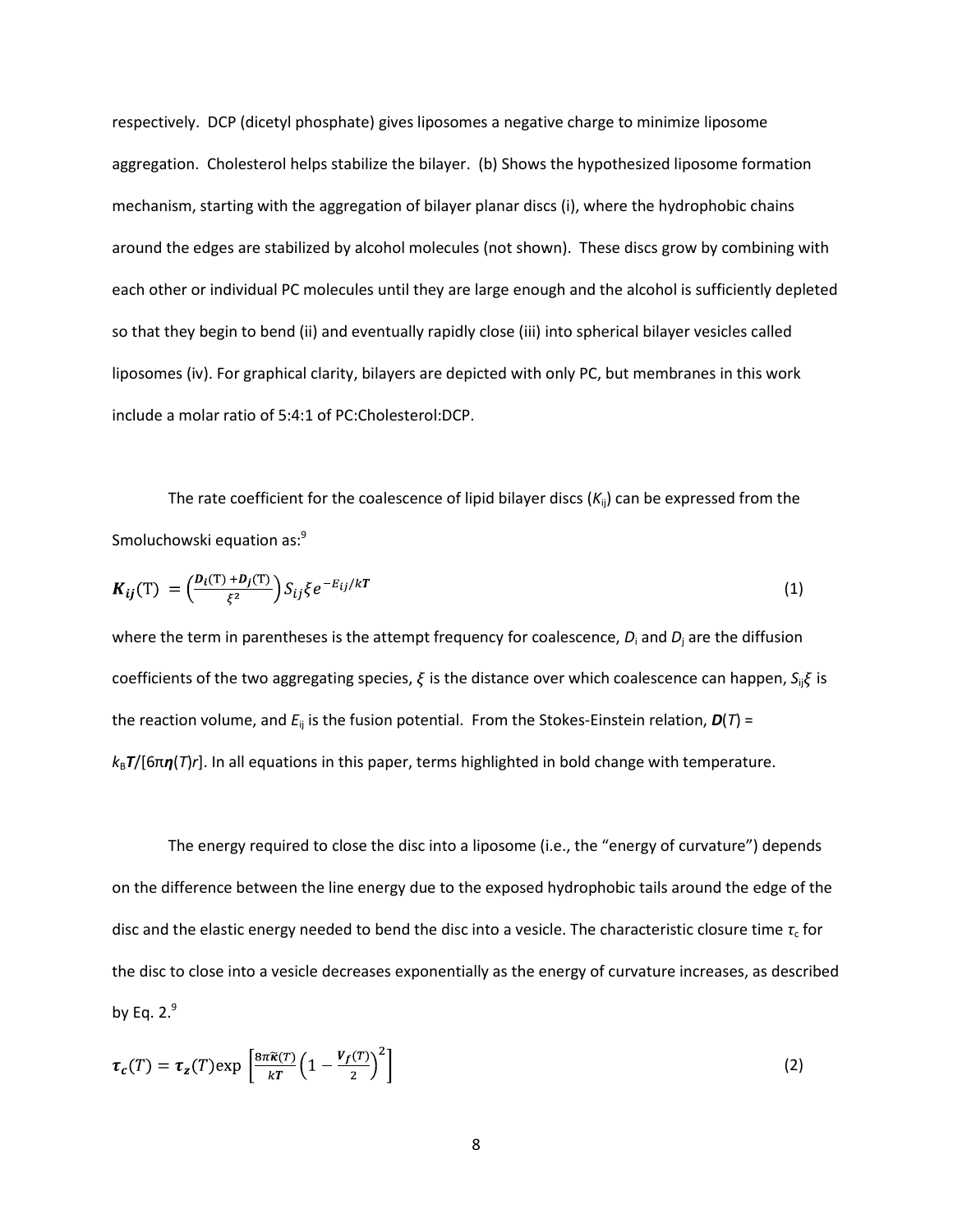respectively. DCP (dicetyl phosphate) gives liposomes a negative charge to minimize liposome aggregation. Cholesterol helps stabilize the bilayer. (b) Shows the hypothesized liposome formation mechanism, starting with the aggregation of bilayer planar discs (i), where the hydrophobic chains around the edges are stabilized by alcohol molecules (not shown). These discs grow by combining with each other or individual PC molecules until they are large enough and the alcohol is sufficiently depleted so that they begin to bend (ii) and eventually rapidly close (iii) into spherical bilayer vesicles called liposomes (iv). For graphical clarity, bilayers are depicted with only PC, but membranes in this work include a molar ratio of 5:4:1 of PC:Cholesterol:DCP.

The rate coefficient for the coalescence of lipid bilayer discs ($K_{ij}$) can be expressed from the Smoluchowski equation as:[9]

$$\boldsymbol{K_{ij}}(\mathrm{T}) = \left(\frac{\boldsymbol{D_i}(\mathrm{T}) + \boldsymbol{D_j}(\mathrm{T})}{\xi^2}\right) S_{ij}\xi e^{-E_{ij}/k\boldsymbol{T}} \tag{1}$$

where the term in parentheses is the attempt frequency for coalescence, $D_i$ and $D_j$ are the diffusion coefficients of the two aggregating species, $\xi$ is the distance over which coalescence can happen, $S_{ij}\xi$ is the reaction volume, and $E_{ij}$ is the fusion potential. From the Stokes-Einstein relation, $\boldsymbol{D}(T) = k_B\boldsymbol{T}/[6\pi\boldsymbol{\eta}(T)r]$. In all equations in this paper, terms highlighted in bold change with temperature.

The energy required to close the disc into a liposome (i.e., the "energy of curvature") depends on the difference between the line energy due to the exposed hydrophobic tails around the edge of the disc and the elastic energy needed to bend the disc into a vesicle. The characteristic closure time $\tau_c$ for the disc to close into a vesicle decreases exponentially as the energy of curvature increases, as described by Eq. 2.[9]

$$\boldsymbol{\tau_c}(T) = \boldsymbol{\tau_z}(T)\exp\left[\frac{8\pi\boldsymbol{\tilde{\kappa}}(T)}{k\boldsymbol{T}}\left(1 - \frac{\boldsymbol{V_f}(T)}{2}\right)^2\right] \tag{2}$$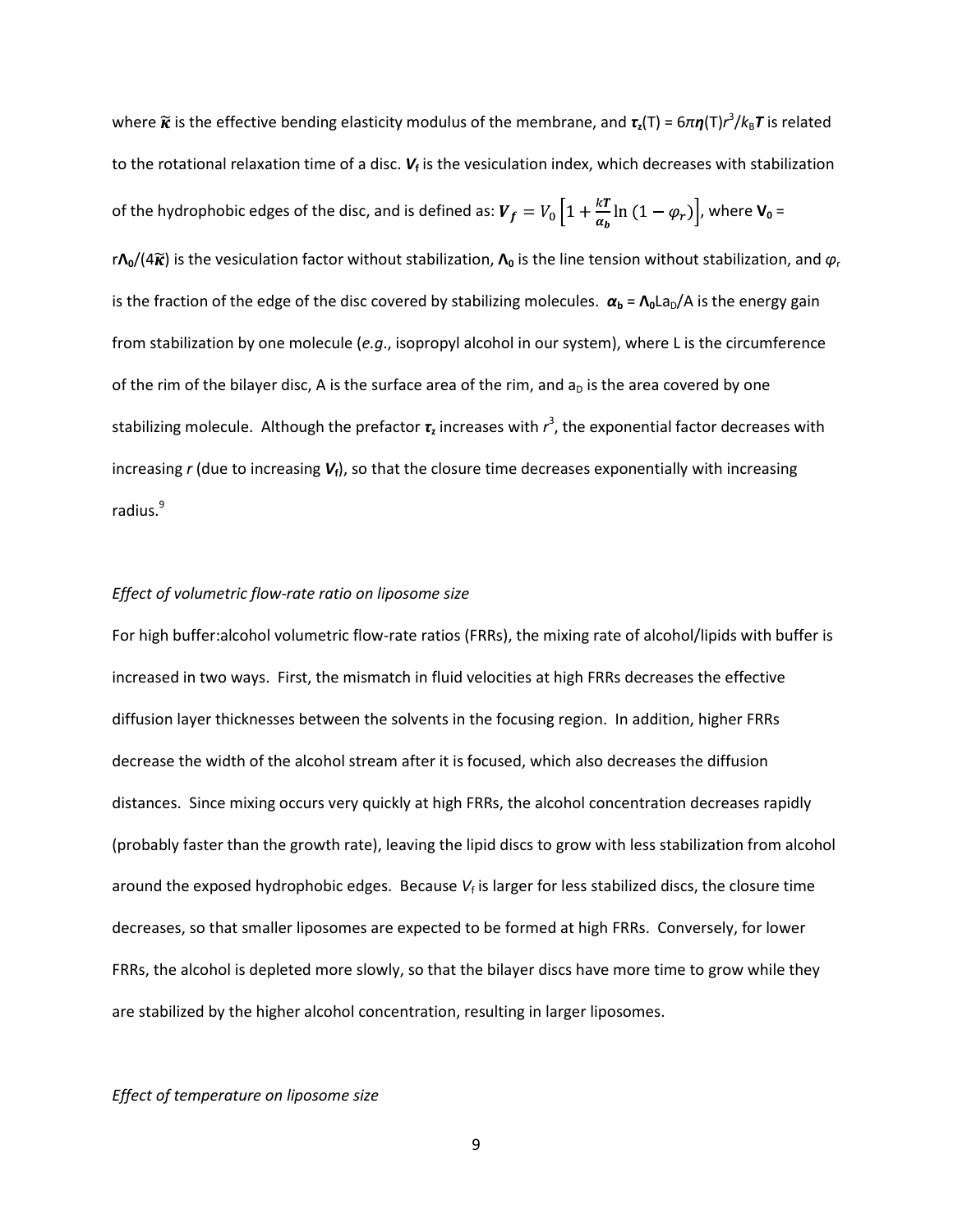where $\widetilde{\boldsymbol{\kappa}}$ is the effective bending elasticity modulus of the membrane, and $\boldsymbol{\tau}_z(T) = 6\pi\boldsymbol{\eta}(T)r^3/k_B\boldsymbol{T}$ is related to the rotational relaxation time of a disc. $\boldsymbol{V}_f$ is the vesiculation index, which decreases with stabilization of the hydrophobic edges of the disc, and is defined as: $\boldsymbol{V_f} = V_0\left[1 + \frac{k\boldsymbol{T}}{\boldsymbol{\alpha_b}}\ln\left(1 - \varphi_r\right)\right]$, where $\mathbf{V_0} = r\boldsymbol{\Lambda}_0/(4\widetilde{\boldsymbol{\kappa}})$ is the vesiculation factor without stabilization, $\boldsymbol{\Lambda}_0$ is the line tension without stabilization, and $\varphi_r$ is the fraction of the edge of the disc covered by stabilizing molecules. $\boldsymbol{\alpha}_b = \boldsymbol{\Lambda}_0 L a_D/A$ is the energy gain from stabilization by one molecule (*e.g.*, isopropyl alcohol in our system), where L is the circumference of the rim of the bilayer disc, A is the surface area of the rim, and $a_D$ is the area covered by one stabilizing molecule. Although the prefactor $\boldsymbol{\tau}_z$ increases with $r^3$, the exponential factor decreases with increasing *r* (due to increasing $\boldsymbol{V}_f$), so that the closure time decreases exponentially with increasing radius.[9]

*Effect of volumetric flow-rate ratio on liposome size*

For high buffer:alcohol volumetric flow-rate ratios (FRRs), the mixing rate of alcohol/lipids with buffer is increased in two ways. First, the mismatch in fluid velocities at high FRRs decreases the effective diffusion layer thicknesses between the solvents in the focusing region. In addition, higher FRRs decrease the width of the alcohol stream after it is focused, which also decreases the diffusion distances. Since mixing occurs very quickly at high FRRs, the alcohol concentration decreases rapidly (probably faster than the growth rate), leaving the lipid discs to grow with less stabilization from alcohol around the exposed hydrophobic edges. Because $V_f$ is larger for less stabilized discs, the closure time decreases, so that smaller liposomes are expected to be formed at high FRRs. Conversely, for lower FRRs, the alcohol is depleted more slowly, so that the bilayer discs have more time to grow while they are stabilized by the higher alcohol concentration, resulting in larger liposomes.

*Effect of temperature on liposome size*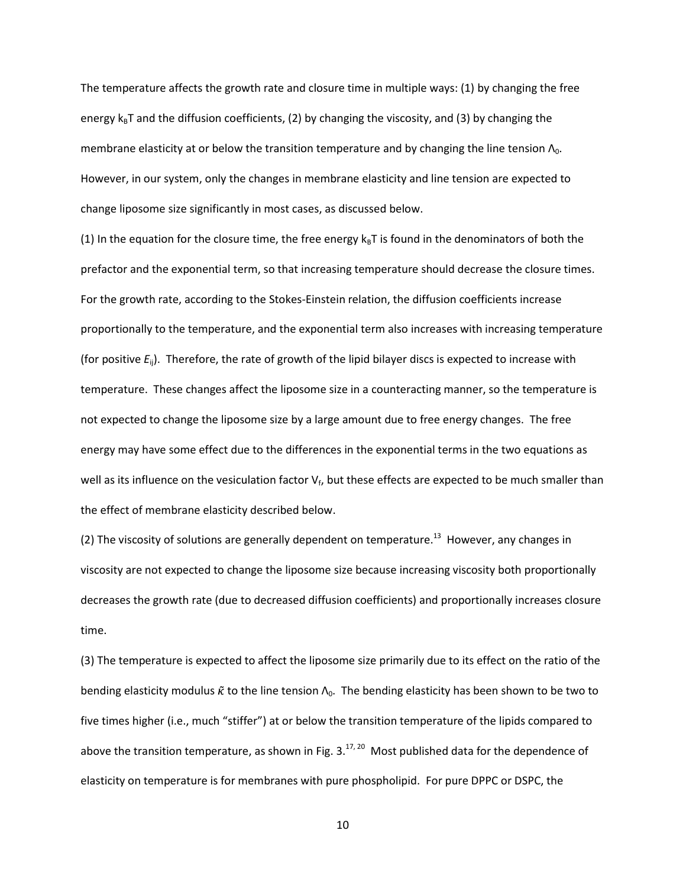The temperature affects the growth rate and closure time in multiple ways: (1) by changing the free energy $k_BT$ and the diffusion coefficients, (2) by changing the viscosity, and (3) by changing the membrane elasticity at or below the transition temperature and by changing the line tension $\Lambda_0$. However, in our system, only the changes in membrane elasticity and line tension are expected to change liposome size significantly in most cases, as discussed below.

(1) In the equation for the closure time, the free energy $k_BT$ is found in the denominators of both the prefactor and the exponential term, so that increasing temperature should decrease the closure times. For the growth rate, according to the Stokes-Einstein relation, the diffusion coefficients increase proportionally to the temperature, and the exponential term also increases with increasing temperature (for positive $E_{ij}$). Therefore, the rate of growth of the lipid bilayer discs is expected to increase with temperature. These changes affect the liposome size in a counteracting manner, so the temperature is not expected to change the liposome size by a large amount due to free energy changes. The free energy may have some effect due to the differences in the exponential terms in the two equations as well as its influence on the vesiculation factor $V_f$, but these effects are expected to be much smaller than the effect of membrane elasticity described below.

(2) The viscosity of solutions are generally dependent on temperature.[13] However, any changes in viscosity are not expected to change the liposome size because increasing viscosity both proportionally decreases the growth rate (due to decreased diffusion coefficients) and proportionally increases closure time.

(3) The temperature is expected to affect the liposome size primarily due to its effect on the ratio of the bending elasticity modulus $\tilde{\kappa}$ to the line tension $\Lambda_0$. The bending elasticity has been shown to be two to five times higher (i.e., much "stiffer") at or below the transition temperature of the lipids compared to above the transition temperature, as shown in Fig. 3.[17, 20] Most published data for the dependence of elasticity on temperature is for membranes with pure phospholipid. For pure DPPC or DSPC, the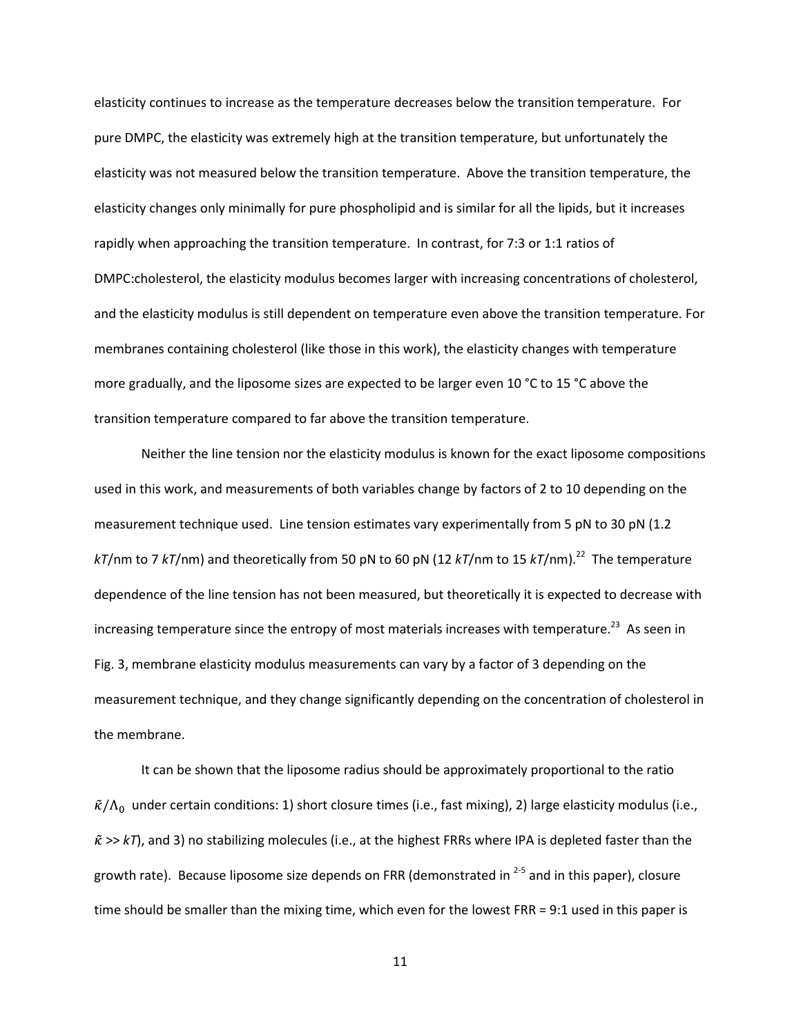elasticity continues to increase as the temperature decreases below the transition temperature. For pure DMPC, the elasticity was extremely high at the transition temperature, but unfortunately the elasticity was not measured below the transition temperature. Above the transition temperature, the elasticity changes only minimally for pure phospholipid and is similar for all the lipids, but it increases rapidly when approaching the transition temperature. In contrast, for 7:3 or 1:1 ratios of DMPC:cholesterol, the elasticity modulus becomes larger with increasing concentrations of cholesterol, and the elasticity modulus is still dependent on temperature even above the transition temperature. For membranes containing cholesterol (like those in this work), the elasticity changes with temperature more gradually, and the liposome sizes are expected to be larger even 10 °C to 15 °C above the transition temperature compared to far above the transition temperature.

Neither the line tension nor the elasticity modulus is known for the exact liposome compositions used in this work, and measurements of both variables change by factors of 2 to 10 depending on the measurement technique used. Line tension estimates vary experimentally from 5 pN to 30 pN (1.2 $kT$/nm to 7 $kT$/nm) and theoretically from 50 pN to 60 pN (12 $kT$/nm to 15 $kT$/nm).[22] The temperature dependence of the line tension has not been measured, but theoretically it is expected to decrease with increasing temperature since the entropy of most materials increases with temperature.[23] As seen in Fig. 3, membrane elasticity modulus measurements can vary by a factor of 3 depending on the measurement technique, and they change significantly depending on the concentration of cholesterol in the membrane.

It can be shown that the liposome radius should be approximately proportional to the ratio $\tilde{\kappa}/\Lambda_0$ under certain conditions: 1) short closure times (i.e., fast mixing), 2) large elasticity modulus (i.e., $\tilde{\kappa} \gg kT$), and 3) no stabilizing molecules (i.e., at the highest FRRs where IPA is depleted faster than the growth rate). Because liposome size depends on FRR (demonstrated in [2-5] and in this paper), closure time should be smaller than the mixing time, which even for the lowest FRR = 9:1 used in this paper is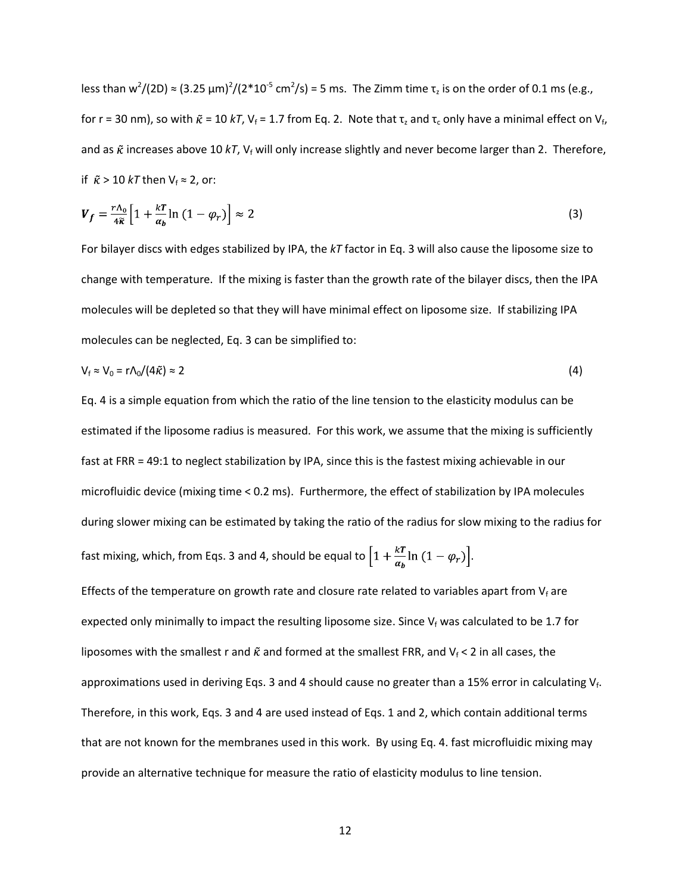less than $w^2/(2D) \approx (3.25\ \mu m)^2/(2*10^{-5}\ cm^2/s) = 5$ ms. The Zimm time $\tau_z$ is on the order of 0.1 ms (e.g., for r = 30 nm), so with $\tilde{\kappa} = 10\ kT$, $V_f = 1.7$ from Eq. 2. Note that $\tau_z$ and $\tau_c$ only have a minimal effect on $V_f$, and as $\tilde{\kappa}$ increases above 10 *kT*, $V_f$ will only increase slightly and never become larger than 2. Therefore, if $\tilde{\kappa} > 10\ kT$ then $V_f \approx 2$, or:

$$\boldsymbol{V_f} = \frac{r\Lambda_0}{4\tilde{\boldsymbol{\kappa}}}\left[1 + \frac{k\boldsymbol{T}}{\boldsymbol{\alpha_b}}\ln\left(1 - \varphi_r\right)\right] \approx 2 \tag{3}$$

For bilayer discs with edges stabilized by IPA, the *kT* factor in Eq. 3 will also cause the liposome size to change with temperature. If the mixing is faster than the growth rate of the bilayer discs, then the IPA molecules will be depleted so that they will have minimal effect on liposome size. If stabilizing IPA molecules can be neglected, Eq. 3 can be simplified to:

$$V_f \approx V_0 = r\Lambda_0/(4\tilde{\kappa}) \approx 2 \tag{4}$$

Eq. 4 is a simple equation from which the ratio of the line tension to the elasticity modulus can be estimated if the liposome radius is measured. For this work, we assume that the mixing is sufficiently fast at FRR = 49:1 to neglect stabilization by IPA, since this is the fastest mixing achievable in our microfluidic device (mixing time < 0.2 ms). Furthermore, the effect of stabilization by IPA molecules during slower mixing can be estimated by taking the ratio of the radius for slow mixing to the radius for fast mixing, which, from Eqs. 3 and 4, should be equal to $\left[1 + \frac{k\boldsymbol{T}}{\boldsymbol{\alpha_b}}\ln\left(1 - \varphi_r\right)\right]$.

Effects of the temperature on growth rate and closure rate related to variables apart from $V_f$ are expected only minimally to impact the resulting liposome size. Since $V_f$ was calculated to be 1.7 for liposomes with the smallest r and $\tilde{\kappa}$ and formed at the smallest FRR, and $V_f < 2$ in all cases, the approximations used in deriving Eqs. 3 and 4 should cause no greater than a 15% error in calculating $V_f$. Therefore, in this work, Eqs. 3 and 4 are used instead of Eqs. 1 and 2, which contain additional terms that are not known for the membranes used in this work. By using Eq. 4. fast microfluidic mixing may provide an alternative technique for measure the ratio of elasticity modulus to line tension.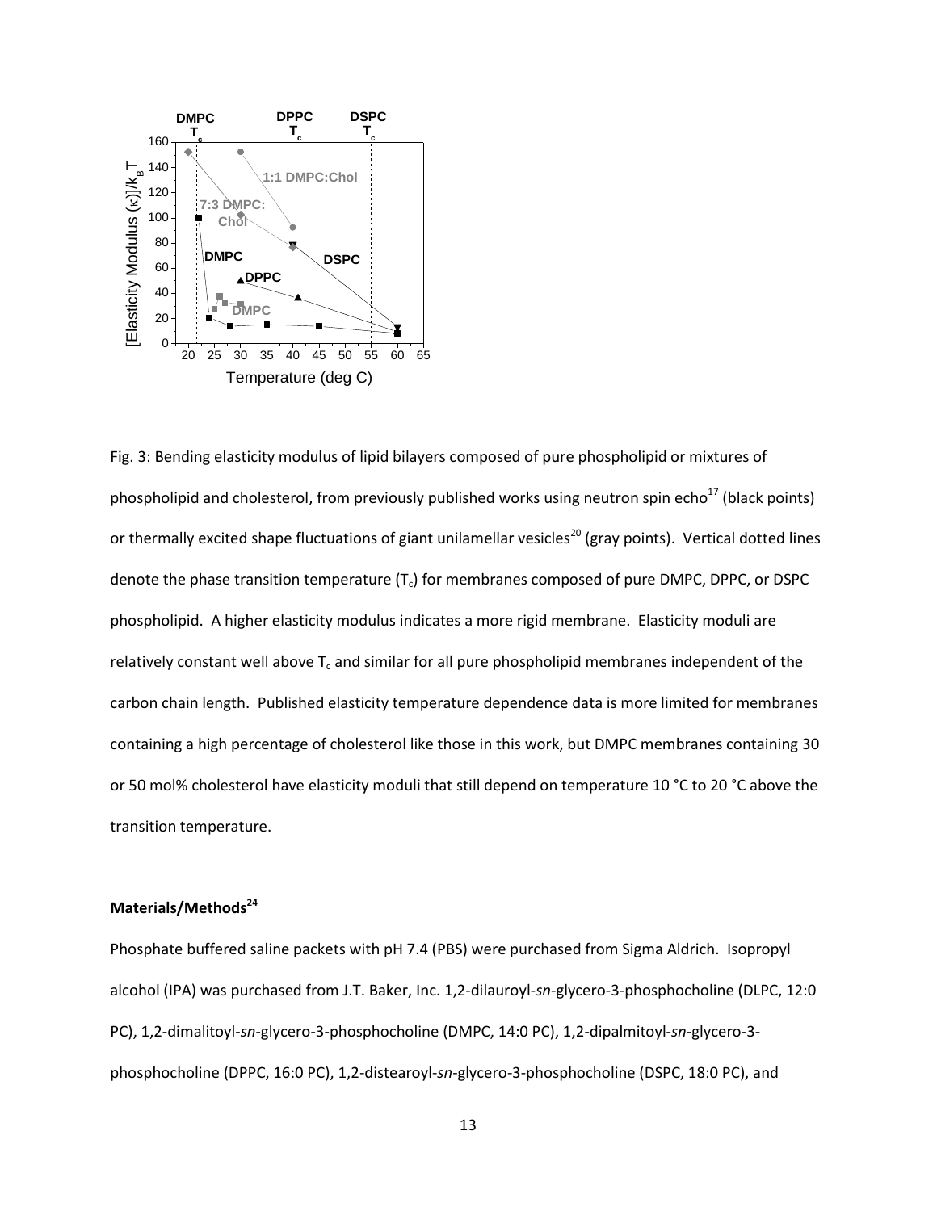Fig. 3: Bending elasticity modulus of lipid bilayers composed of pure phospholipid or mixtures of phospholipid and cholesterol, from previously published works using neutron spin echo[17] (black points) or thermally excited shape fluctuations of giant unilamellar vesicles[20] (gray points). Vertical dotted lines denote the phase transition temperature ($T_c$) for membranes composed of pure DMPC, DPPC, or DSPC phospholipid. A higher elasticity modulus indicates a more rigid membrane. Elasticity moduli are relatively constant well above $T_c$ and similar for all pure phospholipid membranes independent of the carbon chain length. Published elasticity temperature dependence data is more limited for membranes containing a high percentage of cholesterol like those in this work, but DMPC membranes containing 30 or 50 mol% cholesterol have elasticity moduli that still depend on temperature 10 °C to 20 °C above the transition temperature.

**Materials/Methods[24]**

Phosphate buffered saline packets with pH 7.4 (PBS) were purchased from Sigma Aldrich. Isopropyl alcohol (IPA) was purchased from J.T. Baker, Inc. 1,2-dilauroyl-*sn*-glycero-3-phosphocholine (DLPC, 12:0 PC), 1,2-dimalitoyl-*sn*-glycero-3-phosphocholine (DMPC, 14:0 PC), 1,2-dipalmitoyl-*sn*-glycero-3-phosphocholine (DPPC, 16:0 PC), 1,2-distearoyl-*sn*-glycero-3-phosphocholine (DSPC, 18:0 PC), and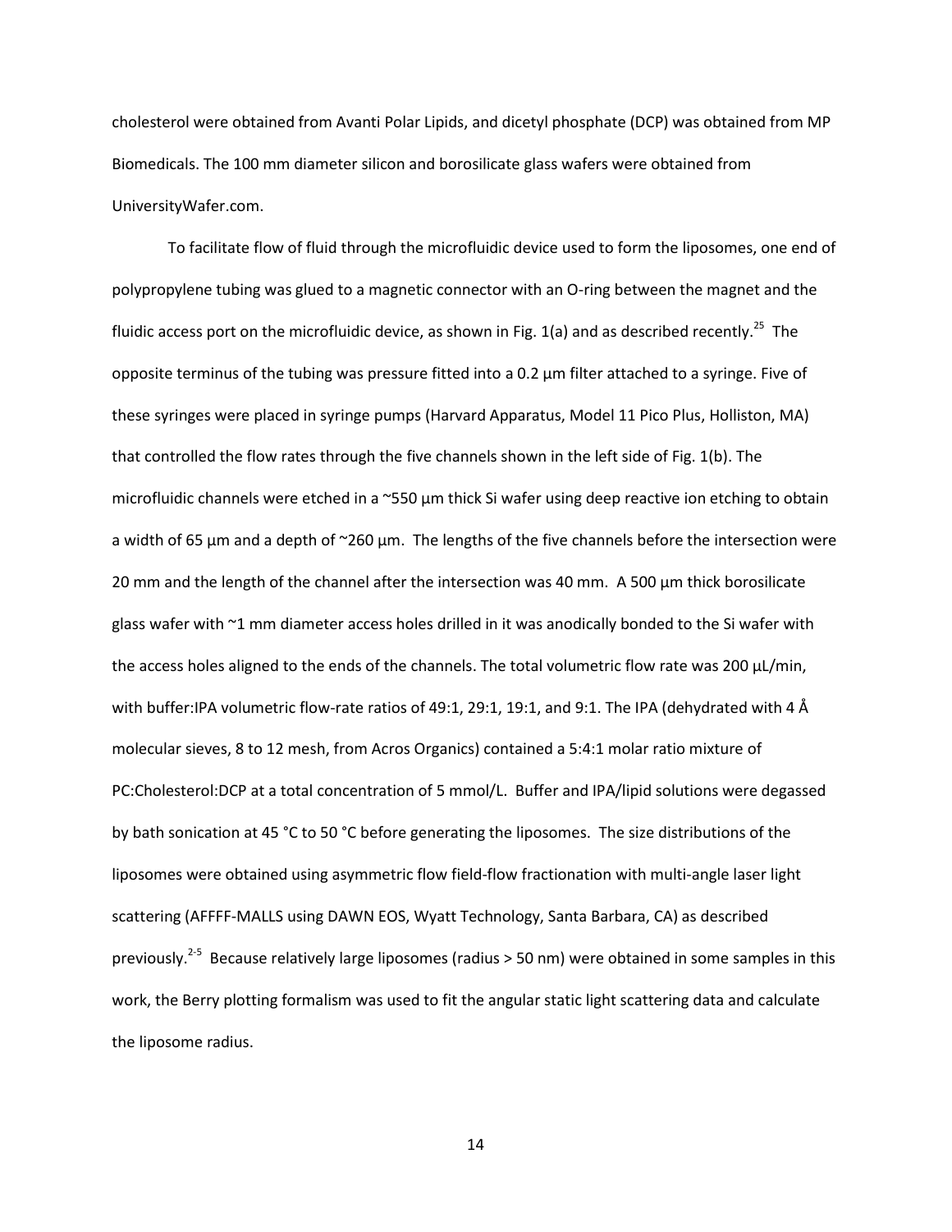cholesterol were obtained from Avanti Polar Lipids, and dicetyl phosphate (DCP) was obtained from MP Biomedicals. The 100 mm diameter silicon and borosilicate glass wafers were obtained from UniversityWafer.com.

To facilitate flow of fluid through the microfluidic device used to form the liposomes, one end of polypropylene tubing was glued to a magnetic connector with an O-ring between the magnet and the fluidic access port on the microfluidic device, as shown in Fig. 1(a) and as described recently.[25] The opposite terminus of the tubing was pressure fitted into a 0.2 µm filter attached to a syringe. Five of these syringes were placed in syringe pumps (Harvard Apparatus, Model 11 Pico Plus, Holliston, MA) that controlled the flow rates through the five channels shown in the left side of Fig. 1(b). The microfluidic channels were etched in a ~550 µm thick Si wafer using deep reactive ion etching to obtain a width of 65 µm and a depth of ~260 µm. The lengths of the five channels before the intersection were 20 mm and the length of the channel after the intersection was 40 mm. A 500 µm thick borosilicate glass wafer with ~1 mm diameter access holes drilled in it was anodically bonded to the Si wafer with the access holes aligned to the ends of the channels. The total volumetric flow rate was 200 µL/min, with buffer:IPA volumetric flow-rate ratios of 49:1, 29:1, 19:1, and 9:1. The IPA (dehydrated with 4 Å molecular sieves, 8 to 12 mesh, from Acros Organics) contained a 5:4:1 molar ratio mixture of PC:Cholesterol:DCP at a total concentration of 5 mmol/L. Buffer and IPA/lipid solutions were degassed by bath sonication at 45 °C to 50 °C before generating the liposomes. The size distributions of the liposomes were obtained using asymmetric flow field-flow fractionation with multi-angle laser light scattering (AFFFF-MALLS using DAWN EOS, Wyatt Technology, Santa Barbara, CA) as described previously.[2-5] Because relatively large liposomes (radius > 50 nm) were obtained in some samples in this work, the Berry plotting formalism was used to fit the angular static light scattering data and calculate the liposome radius.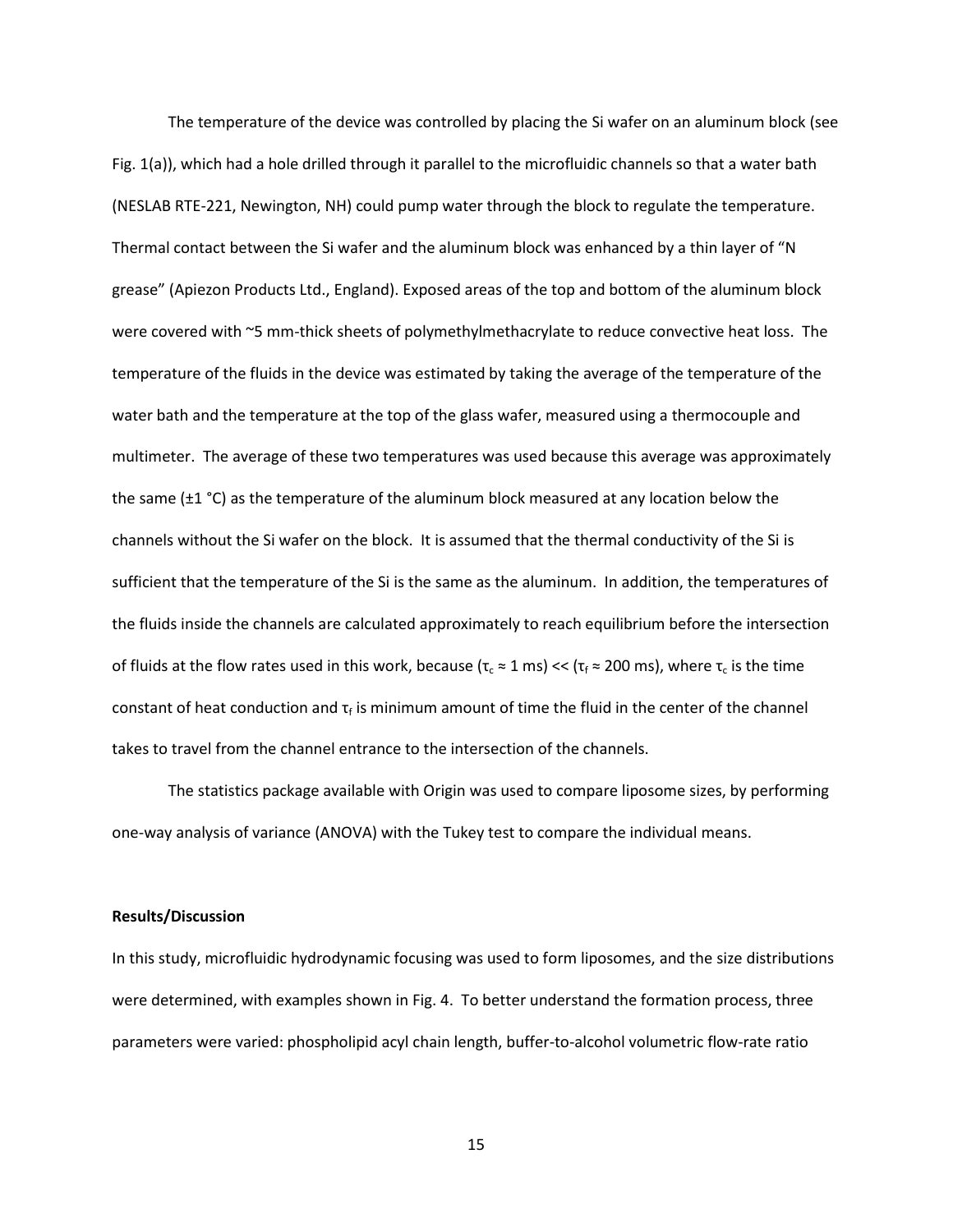The temperature of the device was controlled by placing the Si wafer on an aluminum block (see Fig. 1(a)), which had a hole drilled through it parallel to the microfluidic channels so that a water bath (NESLAB RTE-221, Newington, NH) could pump water through the block to regulate the temperature. Thermal contact between the Si wafer and the aluminum block was enhanced by a thin layer of "N grease" (Apiezon Products Ltd., England). Exposed areas of the top and bottom of the aluminum block were covered with ~5 mm-thick sheets of polymethylmethacrylate to reduce convective heat loss. The temperature of the fluids in the device was estimated by taking the average of the temperature of the water bath and the temperature at the top of the glass wafer, measured using a thermocouple and multimeter. The average of these two temperatures was used because this average was approximately the same (±1 °C) as the temperature of the aluminum block measured at any location below the channels without the Si wafer on the block. It is assumed that the thermal conductivity of the Si is sufficient that the temperature of the Si is the same as the aluminum. In addition, the temperatures of the fluids inside the channels are calculated approximately to reach equilibrium before the intersection of fluids at the flow rates used in this work, because ($\tau_c \approx 1$ ms) << ($\tau_f \approx 200$ ms), where $\tau_c$ is the time constant of heat conduction and $\tau_f$ is minimum amount of time the fluid in the center of the channel takes to travel from the channel entrance to the intersection of the channels.

The statistics package available with Origin was used to compare liposome sizes, by performing one-way analysis of variance (ANOVA) with the Tukey test to compare the individual means.

**Results/Discussion**

In this study, microfluidic hydrodynamic focusing was used to form liposomes, and the size distributions were determined, with examples shown in Fig. 4. To better understand the formation process, three parameters were varied: phospholipid acyl chain length, buffer-to-alcohol volumetric flow-rate ratio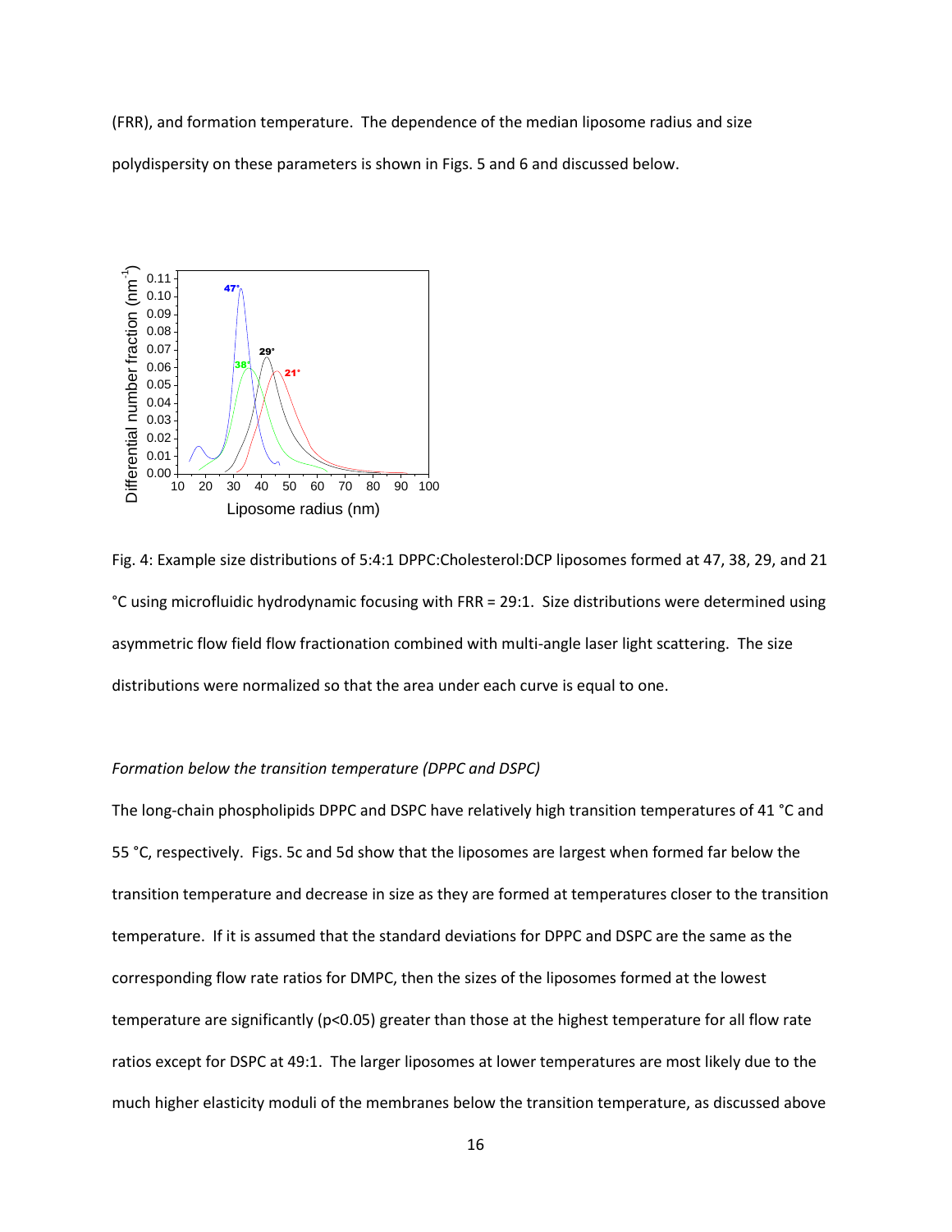(FRR), and formation temperature. The dependence of the median liposome radius and size polydispersity on these parameters is shown in Figs. 5 and 6 and discussed below.

Fig. 4: Example size distributions of 5:4:1 DPPC:Cholesterol:DCP liposomes formed at 47, 38, 29, and 21 °C using microfluidic hydrodynamic focusing with FRR = 29:1. Size distributions were determined using asymmetric flow field flow fractionation combined with multi-angle laser light scattering. The size distributions were normalized so that the area under each curve is equal to one.

*Formation below the transition temperature (DPPC and DSPC)*

The long-chain phospholipids DPPC and DSPC have relatively high transition temperatures of 41 °C and 55 °C, respectively. Figs. 5c and 5d show that the liposomes are largest when formed far below the transition temperature and decrease in size as they are formed at temperatures closer to the transition temperature. If it is assumed that the standard deviations for DPPC and DSPC are the same as the corresponding flow rate ratios for DMPC, then the sizes of the liposomes formed at the lowest temperature are significantly ($p<0.05$) greater than those at the highest temperature for all flow rate ratios except for DSPC at 49:1. The larger liposomes at lower temperatures are most likely due to the much higher elasticity moduli of the membranes below the transition temperature, as discussed above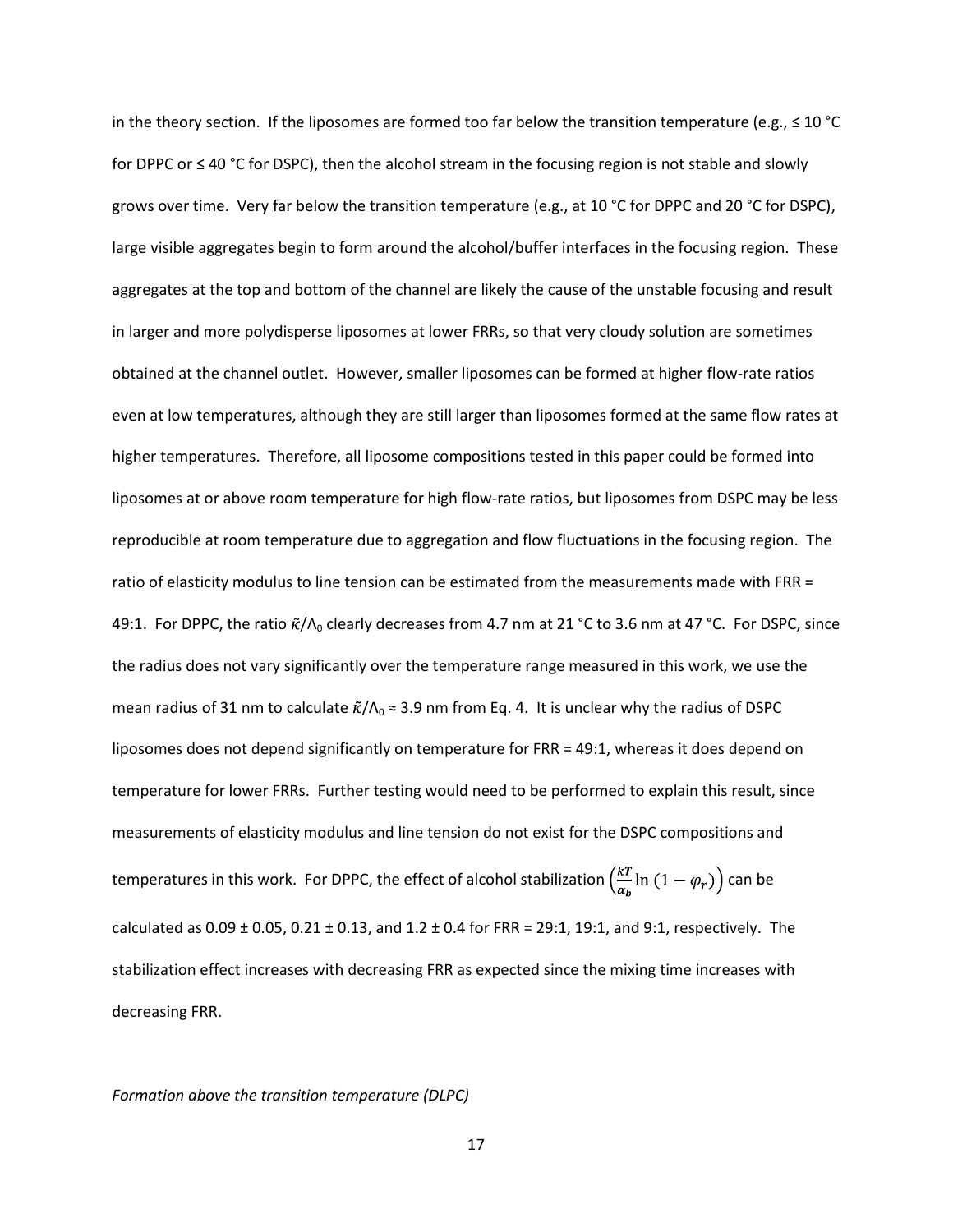in the theory section. If the liposomes are formed too far below the transition temperature (e.g., ≤ 10 °C for DPPC or ≤ 40 °C for DSPC), then the alcohol stream in the focusing region is not stable and slowly grows over time. Very far below the transition temperature (e.g., at 10 °C for DPPC and 20 °C for DSPC), large visible aggregates begin to form around the alcohol/buffer interfaces in the focusing region. These aggregates at the top and bottom of the channel are likely the cause of the unstable focusing and result in larger and more polydisperse liposomes at lower FRRs, so that very cloudy solution are sometimes obtained at the channel outlet. However, smaller liposomes can be formed at higher flow-rate ratios even at low temperatures, although they are still larger than liposomes formed at the same flow rates at higher temperatures. Therefore, all liposome compositions tested in this paper could be formed into liposomes at or above room temperature for high flow-rate ratios, but liposomes from DSPC may be less reproducible at room temperature due to aggregation and flow fluctuations in the focusing region. The ratio of elasticity modulus to line tension can be estimated from the measurements made with FRR = 49:1. For DPPC, the ratio $\tilde{\kappa}/\Lambda_0$ clearly decreases from 4.7 nm at 21 °C to 3.6 nm at 47 °C. For DSPC, since the radius does not vary significantly over the temperature range measured in this work, we use the mean radius of 31 nm to calculate $\tilde{\kappa}/\Lambda_0 \approx 3.9$ nm from Eq. 4. It is unclear why the radius of DSPC liposomes does not depend significantly on temperature for FRR = 49:1, whereas it does depend on temperature for lower FRRs. Further testing would need to be performed to explain this result, since measurements of elasticity modulus and line tension do not exist for the DSPC compositions and temperatures in this work. For DPPC, the effect of alcohol stabilization $\left(\frac{kT}{\alpha_b}\ln\left(1-\varphi_r\right)\right)$ can be calculated as 0.09 ± 0.05, 0.21 ± 0.13, and 1.2 ± 0.4 for FRR = 29:1, 19:1, and 9:1, respectively. The stabilization effect increases with decreasing FRR as expected since the mixing time increases with decreasing FRR.

*Formation above the transition temperature (DLPC)*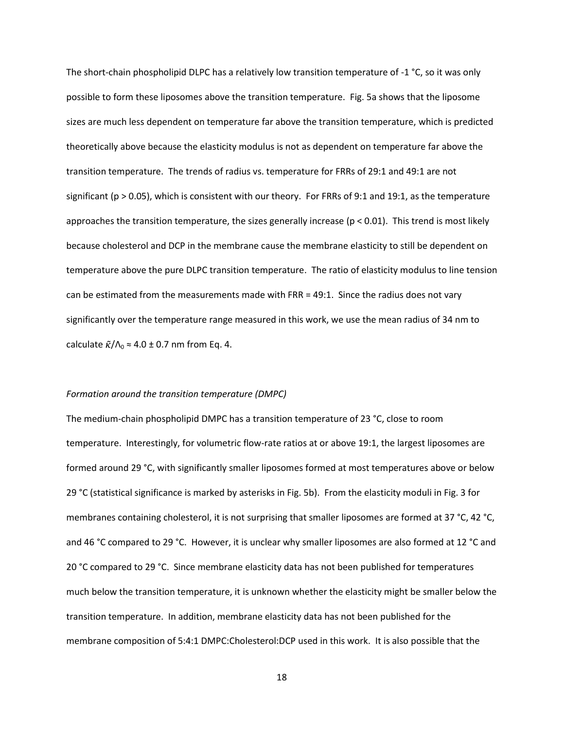The short-chain phospholipid DLPC has a relatively low transition temperature of -1 °C, so it was only possible to form these liposomes above the transition temperature. Fig. 5a shows that the liposome sizes are much less dependent on temperature far above the transition temperature, which is predicted theoretically above because the elasticity modulus is not as dependent on temperature far above the transition temperature. The trends of radius vs. temperature for FRRs of 29:1 and 49:1 are not significant ($p > 0.05$), which is consistent with our theory. For FRRs of 9:1 and 19:1, as the temperature approaches the transition temperature, the sizes generally increase ($p < 0.01$). This trend is most likely because cholesterol and DCP in the membrane cause the membrane elasticity to still be dependent on temperature above the pure DLPC transition temperature. The ratio of elasticity modulus to line tension can be estimated from the measurements made with FRR = 49:1. Since the radius does not vary significantly over the temperature range measured in this work, we use the mean radius of 34 nm to calculate $\tilde{\kappa}/\Lambda_0 \approx 4.0 \pm 0.7$ nm from Eq. 4.

*Formation around the transition temperature (DMPC)*

The medium-chain phospholipid DMPC has a transition temperature of 23 °C, close to room temperature. Interestingly, for volumetric flow-rate ratios at or above 19:1, the largest liposomes are formed around 29 °C, with significantly smaller liposomes formed at most temperatures above or below 29 °C (statistical significance is marked by asterisks in Fig. 5b). From the elasticity moduli in Fig. 3 for membranes containing cholesterol, it is not surprising that smaller liposomes are formed at 37 °C, 42 °C, and 46 °C compared to 29 °C. However, it is unclear why smaller liposomes are also formed at 12 °C and 20 °C compared to 29 °C. Since membrane elasticity data has not been published for temperatures much below the transition temperature, it is unknown whether the elasticity might be smaller below the transition temperature. In addition, membrane elasticity data has not been published for the membrane composition of 5:4:1 DMPC:Cholesterol:DCP used in this work. It is also possible that the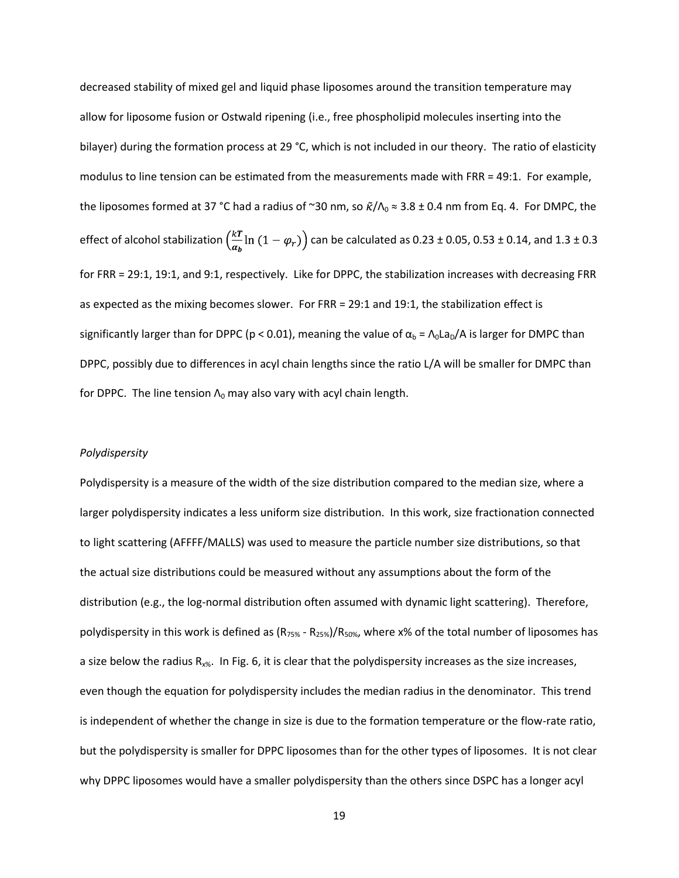decreased stability of mixed gel and liquid phase liposomes around the transition temperature may allow for liposome fusion or Ostwald ripening (i.e., free phospholipid molecules inserting into the bilayer) during the formation process at 29 °C, which is not included in our theory. The ratio of elasticity modulus to line tension can be estimated from the measurements made with FRR = 49:1. For example, the liposomes formed at 37 °C had a radius of ~30 nm, so $\tilde{\kappa}/\Lambda_0 \approx 3.8 \pm 0.4$ nm from Eq. 4. For DMPC, the effect of alcohol stabilization $\left(\frac{kT}{\alpha_b}\ln(1-\varphi_r)\right)$ can be calculated as 0.23 ± 0.05, 0.53 ± 0.14, and 1.3 ± 0.3 for FRR = 29:1, 19:1, and 9:1, respectively. Like for DPPC, the stabilization increases with decreasing FRR as expected as the mixing becomes slower. For FRR = 29:1 and 19:1, the stabilization effect is significantly larger than for DPPC ($p < 0.01$), meaning the value of $\alpha_b = \Lambda_0 L a_D/A$ is larger for DMPC than DPPC, possibly due to differences in acyl chain lengths since the ratio $L/A$ will be smaller for DMPC than for DPPC. The line tension $\Lambda_0$ may also vary with acyl chain length.

*Polydispersity*

Polydispersity is a measure of the width of the size distribution compared to the median size, where a larger polydispersity indicates a less uniform size distribution. In this work, size fractionation connected to light scattering (AFFFF/MALLS) was used to measure the particle number size distributions, so that the actual size distributions could be measured without any assumptions about the form of the distribution (e.g., the log-normal distribution often assumed with dynamic light scattering). Therefore, polydispersity in this work is defined as $(R_{75\%} - R_{25\%})/R_{50\%}$, where x% of the total number of liposomes has a size below the radius $R_{x\%}$. In Fig. 6, it is clear that the polydispersity increases as the size increases, even though the equation for polydispersity includes the median radius in the denominator. This trend is independent of whether the change in size is due to the formation temperature or the flow-rate ratio, but the polydispersity is smaller for DPPC liposomes than for the other types of liposomes. It is not clear why DPPC liposomes would have a smaller polydispersity than the others since DSPC has a longer acyl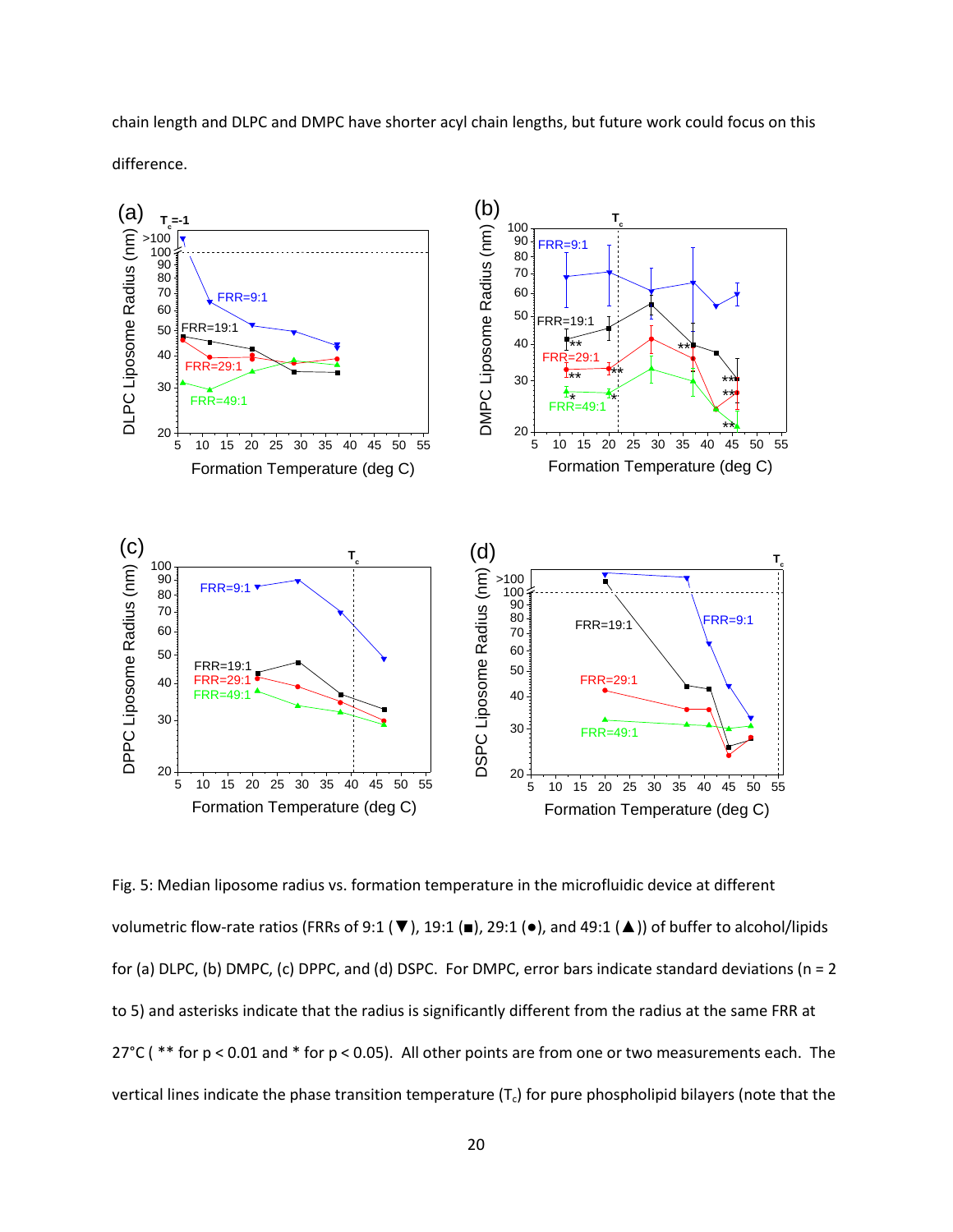chain length and DLPC and DMPC have shorter acyl chain lengths, but future work could focus on this difference.

Fig. 5: Median liposome radius vs. formation temperature in the microfluidic device at different volumetric flow-rate ratios (FRRs of 9:1 (▼), 19:1 (■), 29:1 (●), and 49:1 (▲)) of buffer to alcohol/lipids for (a) DLPC, (b) DMPC, (c) DPPC, and (d) DSPC. For DMPC, error bars indicate standard deviations (n = 2 to 5) and asterisks indicate that the radius is significantly different from the radius at the same FRR at 27°C ( ** for $p < 0.01$ and * for $p < 0.05$). All other points are from one or two measurements each. The vertical lines indicate the phase transition temperature ($T_c$) for pure phospholipid bilayers (note that the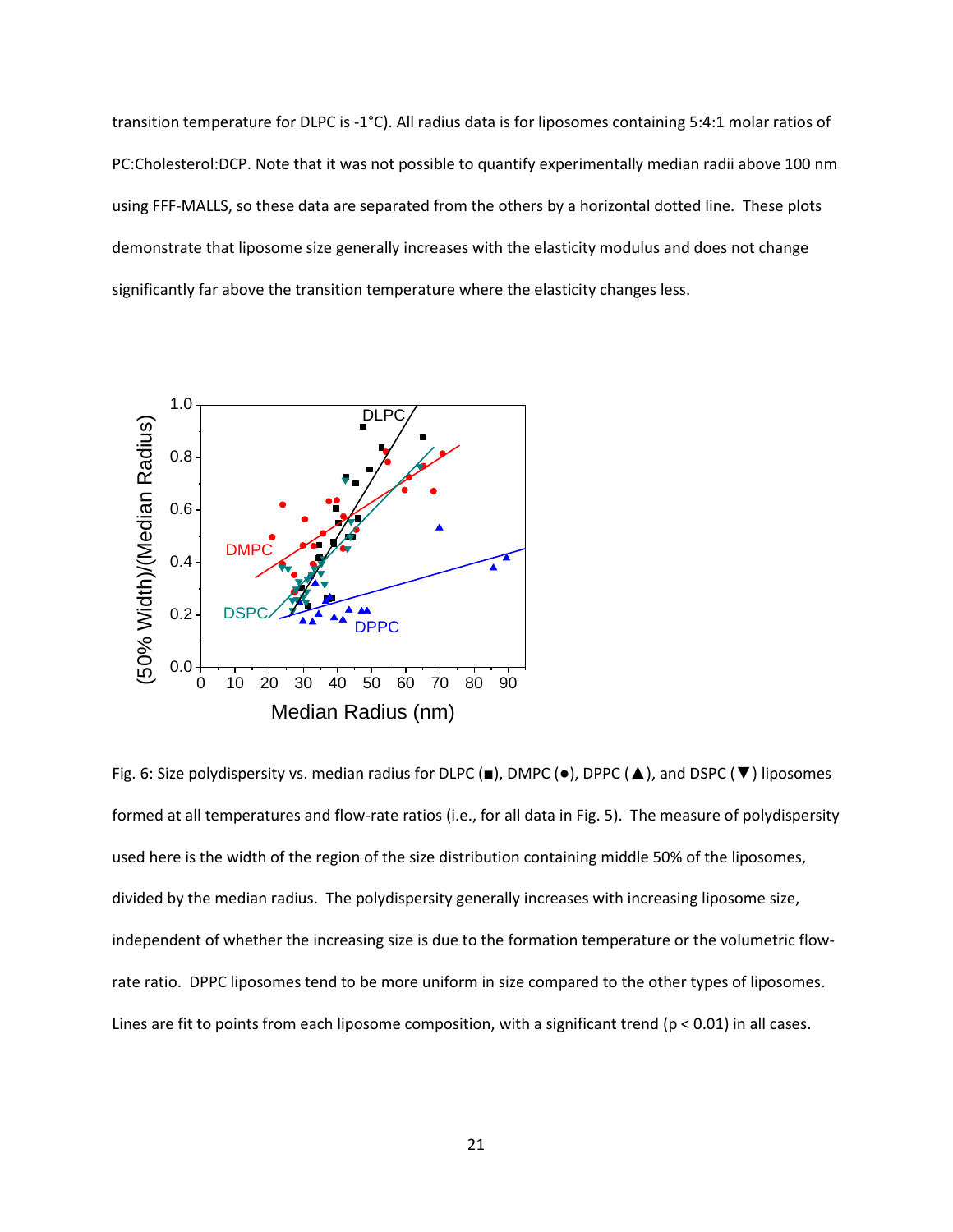transition temperature for DLPC is -1°C). All radius data is for liposomes containing 5:4:1 molar ratios of PC:Cholesterol:DCP. Note that it was not possible to quantify experimentally median radii above 100 nm using FFF-MALLS, so these data are separated from the others by a horizontal dotted line. These plots demonstrate that liposome size generally increases with the elasticity modulus and does not change significantly far above the transition temperature where the elasticity changes less.

Fig. 6: Size polydispersity vs. median radius for DLPC (■), DMPC (●), DPPC (▲), and DSPC (▼) liposomes formed at all temperatures and flow-rate ratios (i.e., for all data in Fig. 5). The measure of polydispersity used here is the width of the region of the size distribution containing middle 50% of the liposomes, divided by the median radius. The polydispersity generally increases with increasing liposome size, independent of whether the increasing size is due to the formation temperature or the volumetric flow-rate ratio. DPPC liposomes tend to be more uniform in size compared to the other types of liposomes. Lines are fit to points from each liposome composition, with a significant trend ($p < 0.01$) in all cases.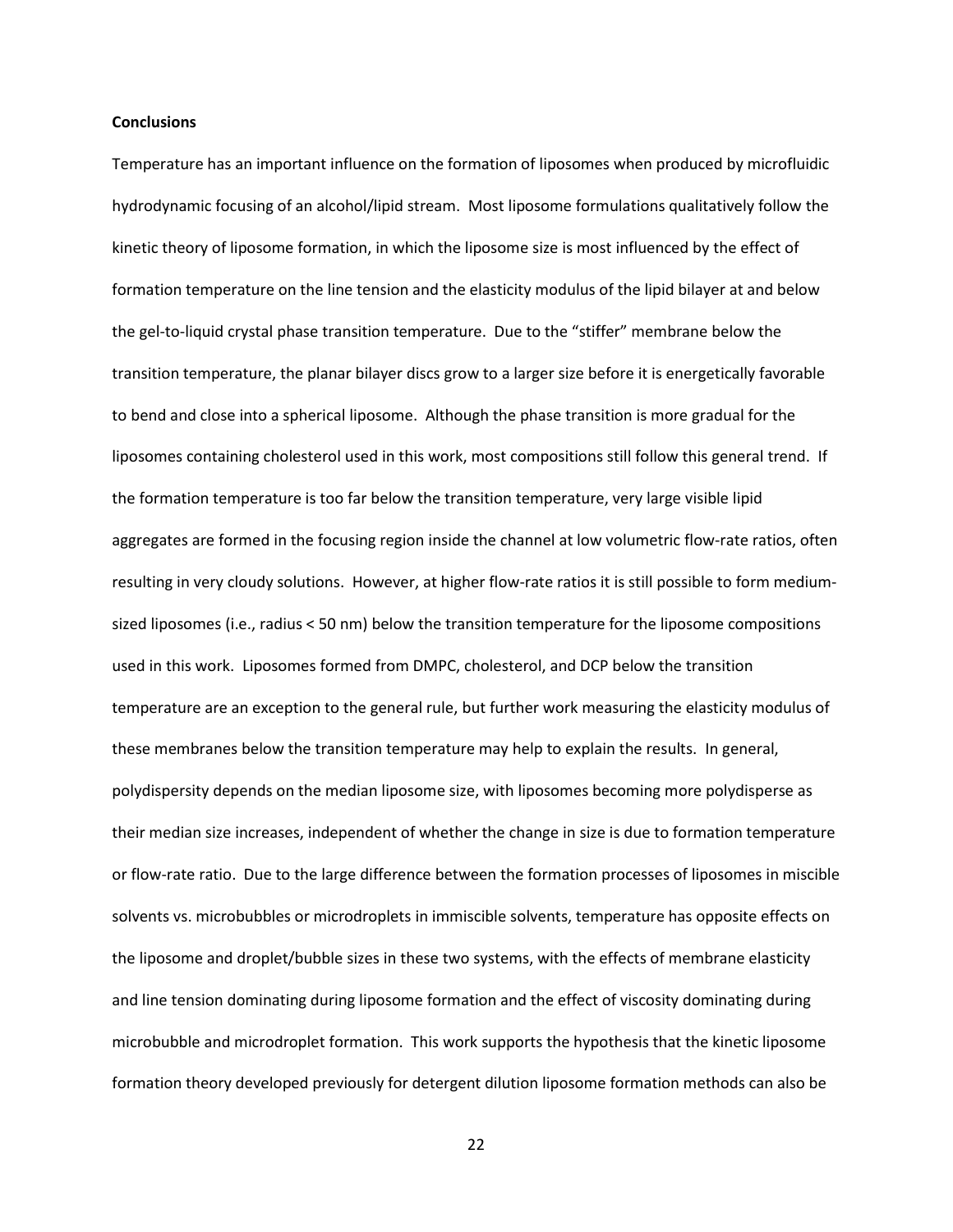**Conclusions**

Temperature has an important influence on the formation of liposomes when produced by microfluidic hydrodynamic focusing of an alcohol/lipid stream. Most liposome formulations qualitatively follow the kinetic theory of liposome formation, in which the liposome size is most influenced by the effect of formation temperature on the line tension and the elasticity modulus of the lipid bilayer at and below the gel-to-liquid crystal phase transition temperature. Due to the "stiffer" membrane below the transition temperature, the planar bilayer discs grow to a larger size before it is energetically favorable to bend and close into a spherical liposome. Although the phase transition is more gradual for the liposomes containing cholesterol used in this work, most compositions still follow this general trend. If the formation temperature is too far below the transition temperature, very large visible lipid aggregates are formed in the focusing region inside the channel at low volumetric flow-rate ratios, often resulting in very cloudy solutions. However, at higher flow-rate ratios it is still possible to form medium-sized liposomes (i.e., radius < 50 nm) below the transition temperature for the liposome compositions used in this work. Liposomes formed from DMPC, cholesterol, and DCP below the transition temperature are an exception to the general rule, but further work measuring the elasticity modulus of these membranes below the transition temperature may help to explain the results. In general, polydispersity depends on the median liposome size, with liposomes becoming more polydisperse as their median size increases, independent of whether the change in size is due to formation temperature or flow-rate ratio. Due to the large difference between the formation processes of liposomes in miscible solvents vs. microbubbles or microdroplets in immiscible solvents, temperature has opposite effects on the liposome and droplet/bubble sizes in these two systems, with the effects of membrane elasticity and line tension dominating during liposome formation and the effect of viscosity dominating during microbubble and microdroplet formation. This work supports the hypothesis that the kinetic liposome formation theory developed previously for detergent dilution liposome formation methods can also be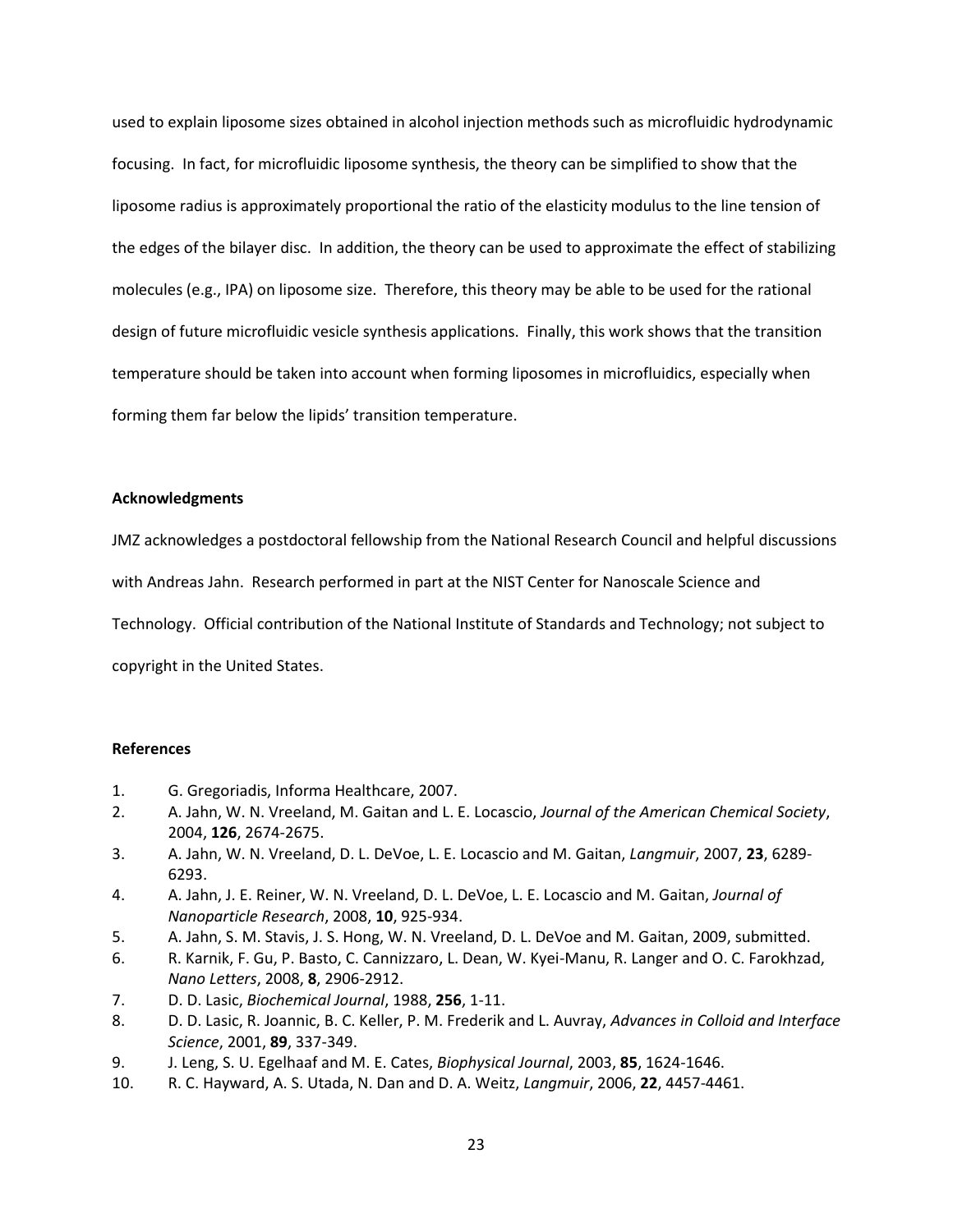used to explain liposome sizes obtained in alcohol injection methods such as microfluidic hydrodynamic focusing. In fact, for microfluidic liposome synthesis, the theory can be simplified to show that the liposome radius is approximately proportional the ratio of the elasticity modulus to the line tension of the edges of the bilayer disc. In addition, the theory can be used to approximate the effect of stabilizing molecules (e.g., IPA) on liposome size. Therefore, this theory may be able to be used for the rational design of future microfluidic vesicle synthesis applications. Finally, this work shows that the transition temperature should be taken into account when forming liposomes in microfluidics, especially when forming them far below the lipids' transition temperature.

### Acknowledgments

JMZ acknowledges a postdoctoral fellowship from the National Research Council and helpful discussions with Andreas Jahn. Research performed in part at the NIST Center for Nanoscale Science and Technology. Official contribution of the National Institute of Standards and Technology; not subject to copyright in the United States.

### References

1. G. Gregoriadis, Informa Healthcare, 2007.
2. A. Jahn, W. N. Vreeland, M. Gaitan and L. E. Locascio, *Journal of the American Chemical Society*, 2004, **126**, 2674-2675.
3. A. Jahn, W. N. Vreeland, D. L. DeVoe, L. E. Locascio and M. Gaitan, *Langmuir*, 2007, **23**, 6289-6293.
4. A. Jahn, J. E. Reiner, W. N. Vreeland, D. L. DeVoe, L. E. Locascio and M. Gaitan, *Journal of Nanoparticle Research*, 2008, **10**, 925-934.
5. A. Jahn, S. M. Stavis, J. S. Hong, W. N. Vreeland, D. L. DeVoe and M. Gaitan, 2009, submitted.
6. R. Karnik, F. Gu, P. Basto, C. Cannizzaro, L. Dean, W. Kyei-Manu, R. Langer and O. C. Farokhzad, *Nano Letters*, 2008, **8**, 2906-2912.
7. D. D. Lasic, *Biochemical Journal*, 1988, **256**, 1-11.
8. D. D. Lasic, R. Joannic, B. C. Keller, P. M. Frederik and L. Auvray, *Advances in Colloid and Interface Science*, 2001, **89**, 337-349.
9. J. Leng, S. U. Egelhaaf and M. E. Cates, *Biophysical Journal*, 2003, **85**, 1624-1646.
10. R. C. Hayward, A. S. Utada, N. Dan and D. A. Weitz, *Langmuir*, 2006, **22**, 4457-4461.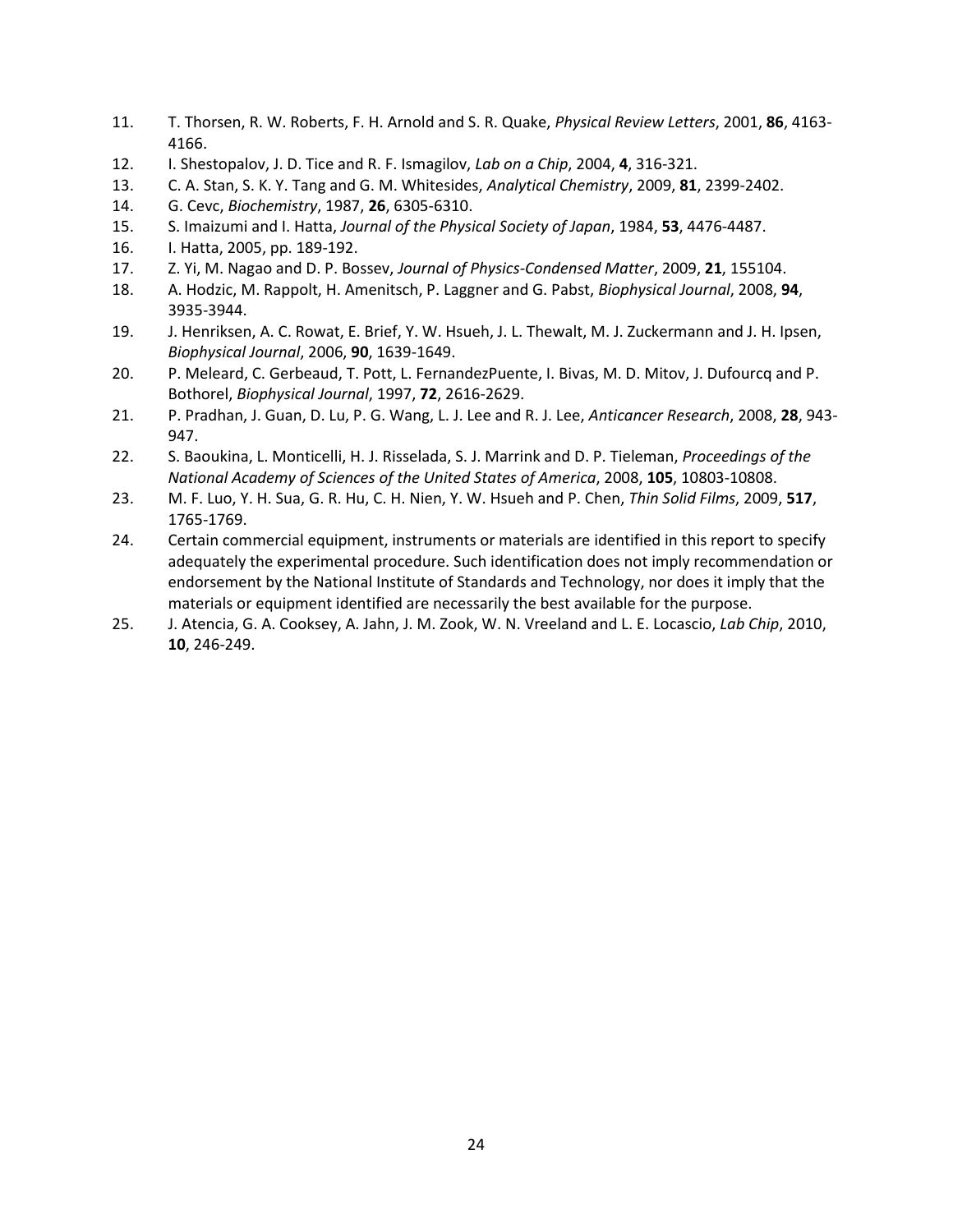11. T. Thorsen, R. W. Roberts, F. H. Arnold and S. R. Quake, *Physical Review Letters*, 2001, **86**, 4163-4166.
12. I. Shestopalov, J. D. Tice and R. F. Ismagilov, *Lab on a Chip*, 2004, **4**, 316-321.
13. C. A. Stan, S. K. Y. Tang and G. M. Whitesides, *Analytical Chemistry*, 2009, **81**, 2399-2402.
14. G. Cevc, *Biochemistry*, 1987, **26**, 6305-6310.
15. S. Imaizumi and I. Hatta, *Journal of the Physical Society of Japan*, 1984, **53**, 4476-4487.
16. I. Hatta, 2005, pp. 189-192.
17. Z. Yi, M. Nagao and D. P. Bossev, *Journal of Physics-Condensed Matter*, 2009, **21**, 155104.
18. A. Hodzic, M. Rappolt, H. Amenitsch, P. Laggner and G. Pabst, *Biophysical Journal*, 2008, **94**, 3935-3944.
19. J. Henriksen, A. C. Rowat, E. Brief, Y. W. Hsueh, J. L. Thewalt, M. J. Zuckermann and J. H. Ipsen, *Biophysical Journal*, 2006, **90**, 1639-1649.
20. P. Meleard, C. Gerbeaud, T. Pott, L. FernandezPuente, I. Bivas, M. D. Mitov, J. Dufourcq and P. Bothorel, *Biophysical Journal*, 1997, **72**, 2616-2629.
21. P. Pradhan, J. Guan, D. Lu, P. G. Wang, L. J. Lee and R. J. Lee, *Anticancer Research*, 2008, **28**, 943-947.
22. S. Baoukina, L. Monticelli, H. J. Risselada, S. J. Marrink and D. P. Tieleman, *Proceedings of the National Academy of Sciences of the United States of America*, 2008, **105**, 10803-10808.
23. M. F. Luo, Y. H. Sua, G. R. Hu, C. H. Nien, Y. W. Hsueh and P. Chen, *Thin Solid Films*, 2009, **517**, 1765-1769.
24. Certain commercial equipment, instruments or materials are identified in this report to specify adequately the experimental procedure. Such identification does not imply recommendation or endorsement by the National Institute of Standards and Technology, nor does it imply that the materials or equipment identified are necessarily the best available for the purpose.
25. J. Atencia, G. A. Cooksey, A. Jahn, J. M. Zook, W. N. Vreeland and L. E. Locascio, *Lab Chip*, 2010, **10**, 246-249.